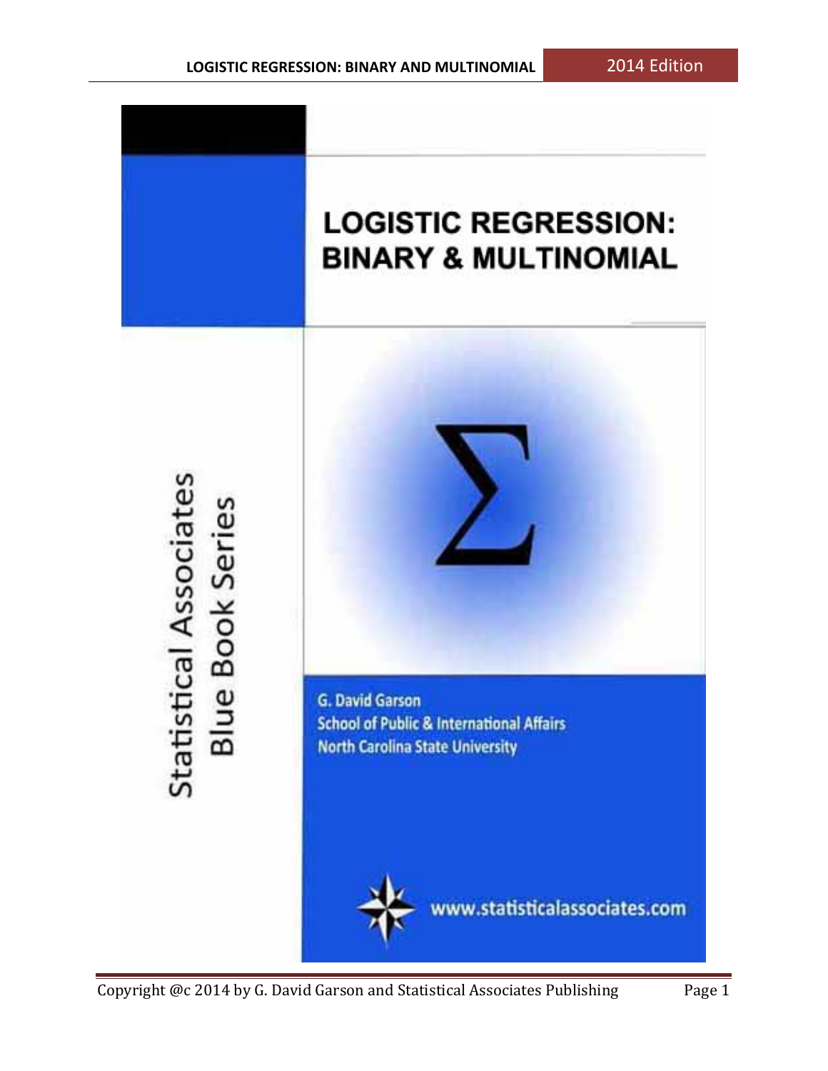# LOGISTIC REGRESSION: BINARY & MULTINOMIAL

Statistical Associates Blue Book Series

$\Sigma$

G. David Garson
School of Public & International Affairs
North Carolina State University

www.statisticalassociates.com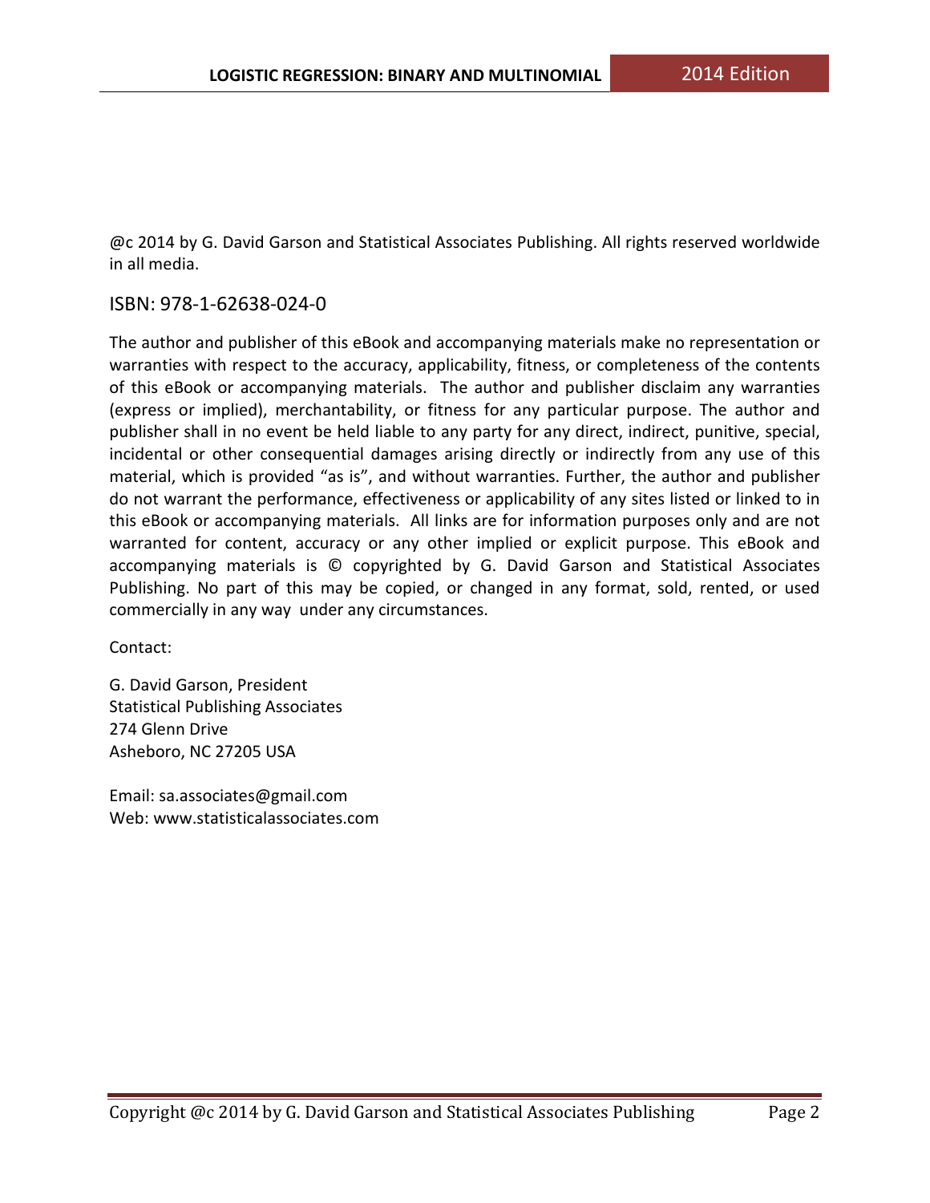@c 2014 by G. David Garson and Statistical Associates Publishing. All rights reserved worldwide in all media.

ISBN: 978-1-62638-024-0

The author and publisher of this eBook and accompanying materials make no representation or warranties with respect to the accuracy, applicability, fitness, or completeness of the contents of this eBook or accompanying materials. The author and publisher disclaim any warranties (express or implied), merchantability, or fitness for any particular purpose. The author and publisher shall in no event be held liable to any party for any direct, indirect, punitive, special, incidental or other consequential damages arising directly or indirectly from any use of this material, which is provided "as is", and without warranties. Further, the author and publisher do not warrant the performance, effectiveness or applicability of any sites listed or linked to in this eBook or accompanying materials. All links are for information purposes only and are not warranted for content, accuracy or any other implied or explicit purpose. This eBook and accompanying materials is © copyrighted by G. David Garson and Statistical Associates Publishing. No part of this may be copied, or changed in any format, sold, rented, or used commercially in any way under any circumstances.

Contact:

G. David Garson, President
Statistical Publishing Associates
274 Glenn Drive
Asheboro, NC 27205 USA

Email: sa.associates@gmail.com
Web: www.statisticalassociates.com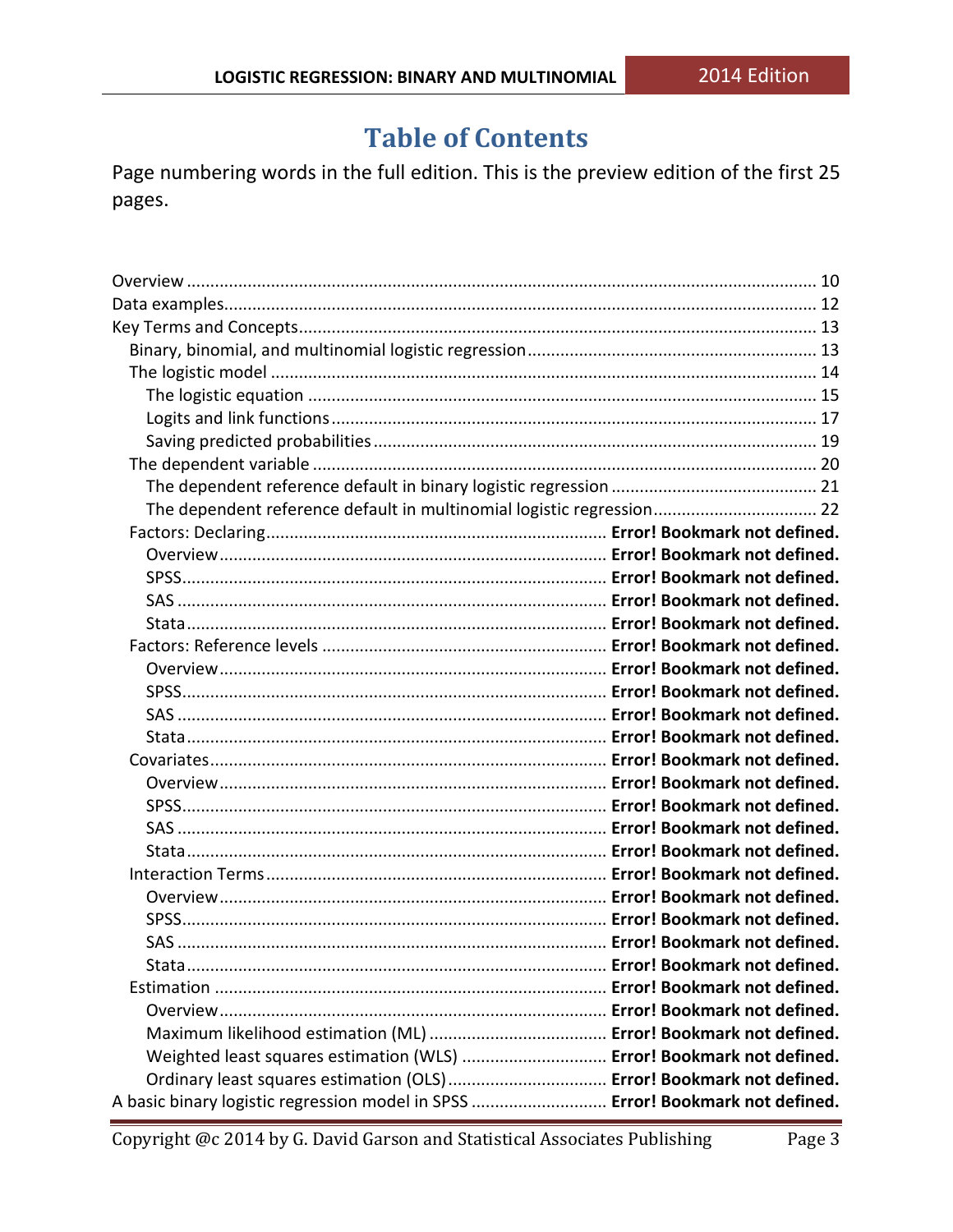# Table of Contents

Page numbering words in the full edition. This is the preview edition of the first 25 pages.

- Overview ........ 10
- Data examples ........ 12
- Key Terms and Concepts ........ 13
  - Binary, binomial, and multinomial logistic regression ........ 13
  - The logistic model ........ 14
    - The logistic equation ........ 15
    - Logits and link functions ........ 17
    - Saving predicted probabilities ........ 19
  - The dependent variable ........ 20
    - The dependent reference default in binary logistic regression ........ 21
    - The dependent reference default in multinomial logistic regression ........ 22
  - Factors: Declaring ........ **Error! Bookmark not defined.**
    - Overview ........ **Error! Bookmark not defined.**
    - SPSS ........ **Error! Bookmark not defined.**
    - SAS ........ **Error! Bookmark not defined.**
    - Stata ........ **Error! Bookmark not defined.**
  - Factors: Reference levels ........ **Error! Bookmark not defined.**
    - Overview ........ **Error! Bookmark not defined.**
    - SPSS ........ **Error! Bookmark not defined.**
    - SAS ........ **Error! Bookmark not defined.**
    - Stata ........ **Error! Bookmark not defined.**
  - Covariates ........ **Error! Bookmark not defined.**
    - Overview ........ **Error! Bookmark not defined.**
    - SPSS ........ **Error! Bookmark not defined.**
    - SAS ........ **Error! Bookmark not defined.**
    - Stata ........ **Error! Bookmark not defined.**
  - Interaction Terms ........ **Error! Bookmark not defined.**
    - Overview ........ **Error! Bookmark not defined.**
    - SPSS ........ **Error! Bookmark not defined.**
    - SAS ........ **Error! Bookmark not defined.**
    - Stata ........ **Error! Bookmark not defined.**
  - Estimation ........ **Error! Bookmark not defined.**
    - Overview ........ **Error! Bookmark not defined.**
    - Maximum likelihood estimation (ML) ........ **Error! Bookmark not defined.**
    - Weighted least squares estimation (WLS) ........ **Error! Bookmark not defined.**
    - Ordinary least squares estimation (OLS) ........ **Error! Bookmark not defined.**
- A basic binary logistic regression model in SPSS ........ **Error! Bookmark not defined.**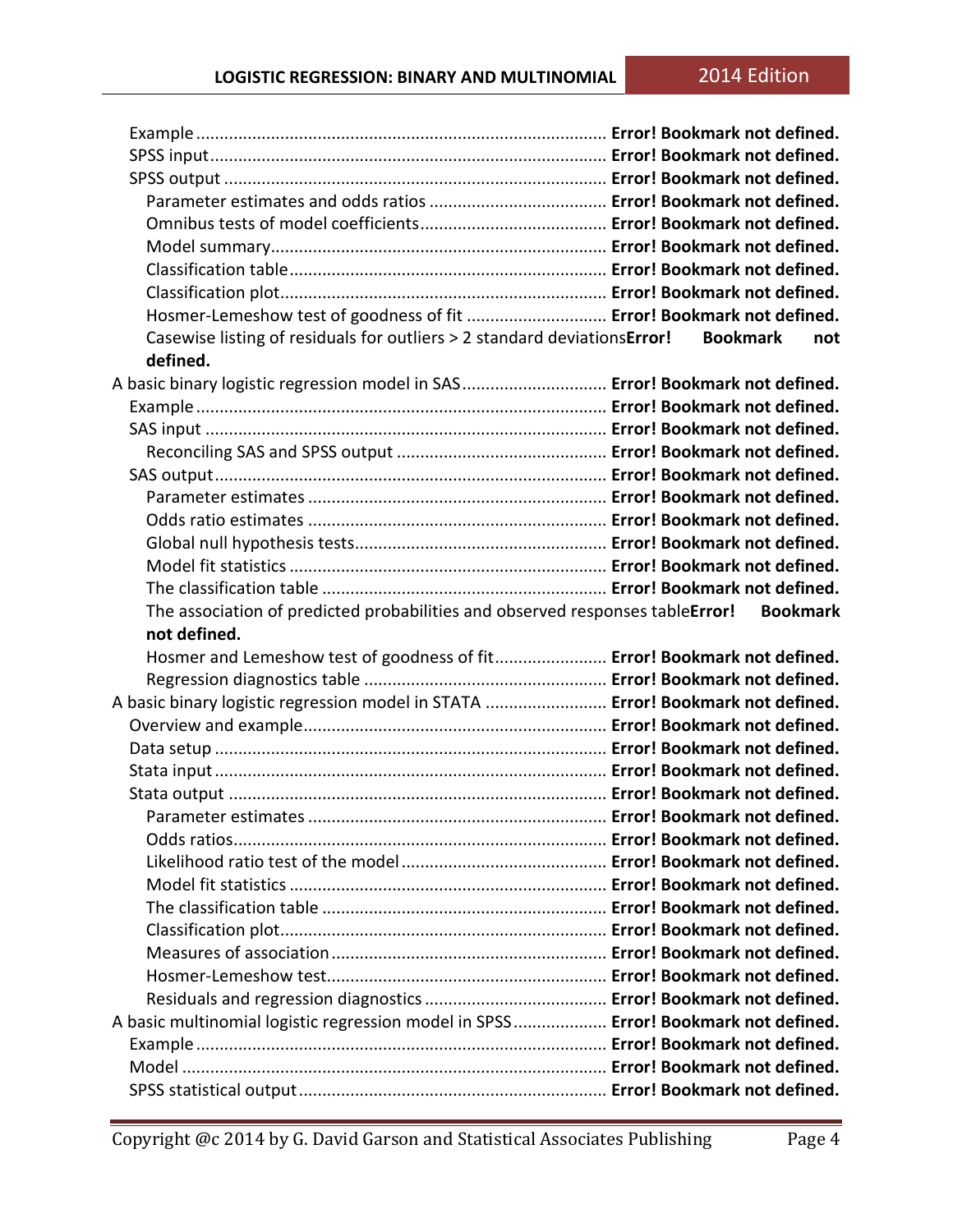- Example ...................................................................................... **Error! Bookmark not defined.**
- SPSS input .................................................................................. **Error! Bookmark not defined.**
- SPSS output ................................................................................ **Error! Bookmark not defined.**
  - Parameter estimates and odds ratios ..................................... **Error! Bookmark not defined.**
  - Omnibus tests of model coefficients ....................................... **Error! Bookmark not defined.**
  - Model summary ...................................................................... **Error! Bookmark not defined.**
  - Classification table ................................................................. **Error! Bookmark not defined.**
  - Classification plot .................................................................... **Error! Bookmark not defined.**
  - Hosmer-Lemeshow test of goodness of fit ............................. **Error! Bookmark not defined.**
  - Casewise listing of residuals for outliers > 2 standard deviations **Error! Bookmark not defined.**

A basic binary logistic regression model in SAS .............................. **Error! Bookmark not defined.**
- Example ...................................................................................... **Error! Bookmark not defined.**
- SAS input .................................................................................... **Error! Bookmark not defined.**
  - Reconciling SAS and SPSS output ............................................ **Error! Bookmark not defined.**
- SAS output .................................................................................. **Error! Bookmark not defined.**
  - Parameter estimates ............................................................... **Error! Bookmark not defined.**
  - Odds ratio estimates ............................................................... **Error! Bookmark not defined.**
  - Global null hypothesis tests ..................................................... **Error! Bookmark not defined.**
  - Model fit statistics ................................................................... **Error! Bookmark not defined.**
  - The classification table ............................................................ **Error! Bookmark not defined.**
  - The association of predicted probabilities and observed responses table **Error! Bookmark not defined.**
  - Hosmer and Lemeshow test of goodness of fit ........................ **Error! Bookmark not defined.**
  - Regression diagnostics table ................................................... **Error! Bookmark not defined.**

A basic binary logistic regression model in STATA ......................... **Error! Bookmark not defined.**
- Overview and example ................................................................ **Error! Bookmark not defined.**
- Data setup .................................................................................. **Error! Bookmark not defined.**
- Stata input .................................................................................. **Error! Bookmark not defined.**
- Stata output ................................................................................ **Error! Bookmark not defined.**
  - Parameter estimates ............................................................... **Error! Bookmark not defined.**
  - Odds ratios .............................................................................. **Error! Bookmark not defined.**
  - Likelihood ratio test of the model ........................................... **Error! Bookmark not defined.**
  - Model fit statistics ................................................................... **Error! Bookmark not defined.**
  - The classification table ............................................................ **Error! Bookmark not defined.**
  - Classification plot .................................................................... **Error! Bookmark not defined.**
  - Measures of association .......................................................... **Error! Bookmark not defined.**
  - Hosmer-Lemeshow test ........................................................... **Error! Bookmark not defined.**
  - Residuals and regression diagnostics ...................................... **Error! Bookmark not defined.**

A basic multinomial logistic regression model in SPSS ................... **Error! Bookmark not defined.**
- Example ...................................................................................... **Error! Bookmark not defined.**
- Model ......................................................................................... **Error! Bookmark not defined.**
- SPSS statistical output ................................................................. **Error! Bookmark not defined.**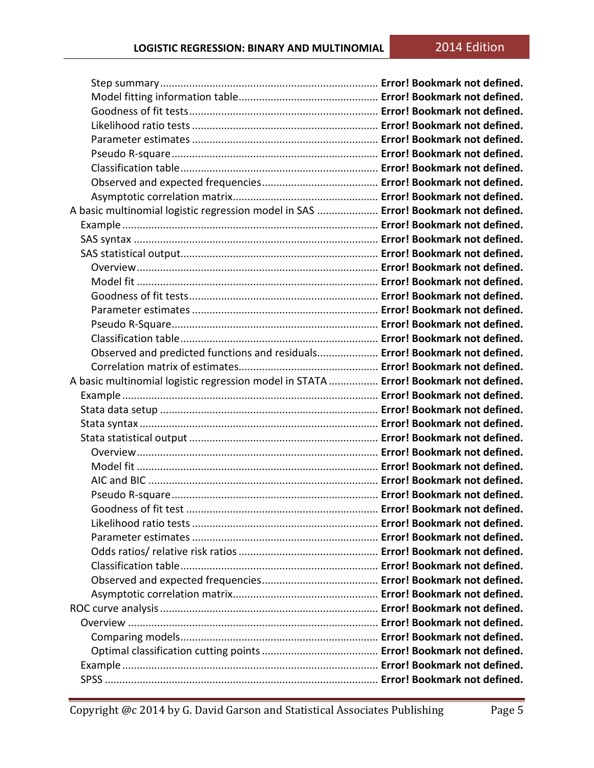- Step summary ........ **Error! Bookmark not defined.**
- Model fitting information table ........ **Error! Bookmark not defined.**
- Goodness of fit tests ........ **Error! Bookmark not defined.**
- Likelihood ratio tests ........ **Error! Bookmark not defined.**
- Parameter estimates ........ **Error! Bookmark not defined.**
- Pseudo R-square ........ **Error! Bookmark not defined.**
- Classification table ........ **Error! Bookmark not defined.**
- Observed and expected frequencies ........ **Error! Bookmark not defined.**
- Asymptotic correlation matrix ........ **Error! Bookmark not defined.**

A basic multinomial logistic regression model in SAS ........ **Error! Bookmark not defined.**

- Example ........ **Error! Bookmark not defined.**
- SAS syntax ........ **Error! Bookmark not defined.**
- SAS statistical output ........ **Error! Bookmark not defined.**
  - Overview ........ **Error! Bookmark not defined.**
  - Model fit ........ **Error! Bookmark not defined.**
  - Goodness of fit tests ........ **Error! Bookmark not defined.**
  - Parameter estimates ........ **Error! Bookmark not defined.**
  - Pseudo R-Square ........ **Error! Bookmark not defined.**
  - Classification table ........ **Error! Bookmark not defined.**
  - Observed and predicted functions and residuals ........ **Error! Bookmark not defined.**
  - Correlation matrix of estimates ........ **Error! Bookmark not defined.**

A basic multinomial logistic regression model in STATA ........ **Error! Bookmark not defined.**

- Example ........ **Error! Bookmark not defined.**
- Stata data setup ........ **Error! Bookmark not defined.**
- Stata syntax ........ **Error! Bookmark not defined.**
- Stata statistical output ........ **Error! Bookmark not defined.**
  - Overview ........ **Error! Bookmark not defined.**
  - Model fit ........ **Error! Bookmark not defined.**
  - AIC and BIC ........ **Error! Bookmark not defined.**
  - Pseudo R-square ........ **Error! Bookmark not defined.**
  - Goodness of fit test ........ **Error! Bookmark not defined.**
  - Likelihood ratio tests ........ **Error! Bookmark not defined.**
  - Parameter estimates ........ **Error! Bookmark not defined.**
  - Odds ratios/ relative risk ratios ........ **Error! Bookmark not defined.**
  - Classification table ........ **Error! Bookmark not defined.**
  - Observed and expected frequencies ........ **Error! Bookmark not defined.**
  - Asymptotic correlation matrix ........ **Error! Bookmark not defined.**

ROC curve analysis ........ **Error! Bookmark not defined.**

- Overview ........ **Error! Bookmark not defined.**
  - Comparing models ........ **Error! Bookmark not defined.**
  - Optimal classification cutting points ........ **Error! Bookmark not defined.**
- Example ........ **Error! Bookmark not defined.**
- SPSS ........ **Error! Bookmark not defined.**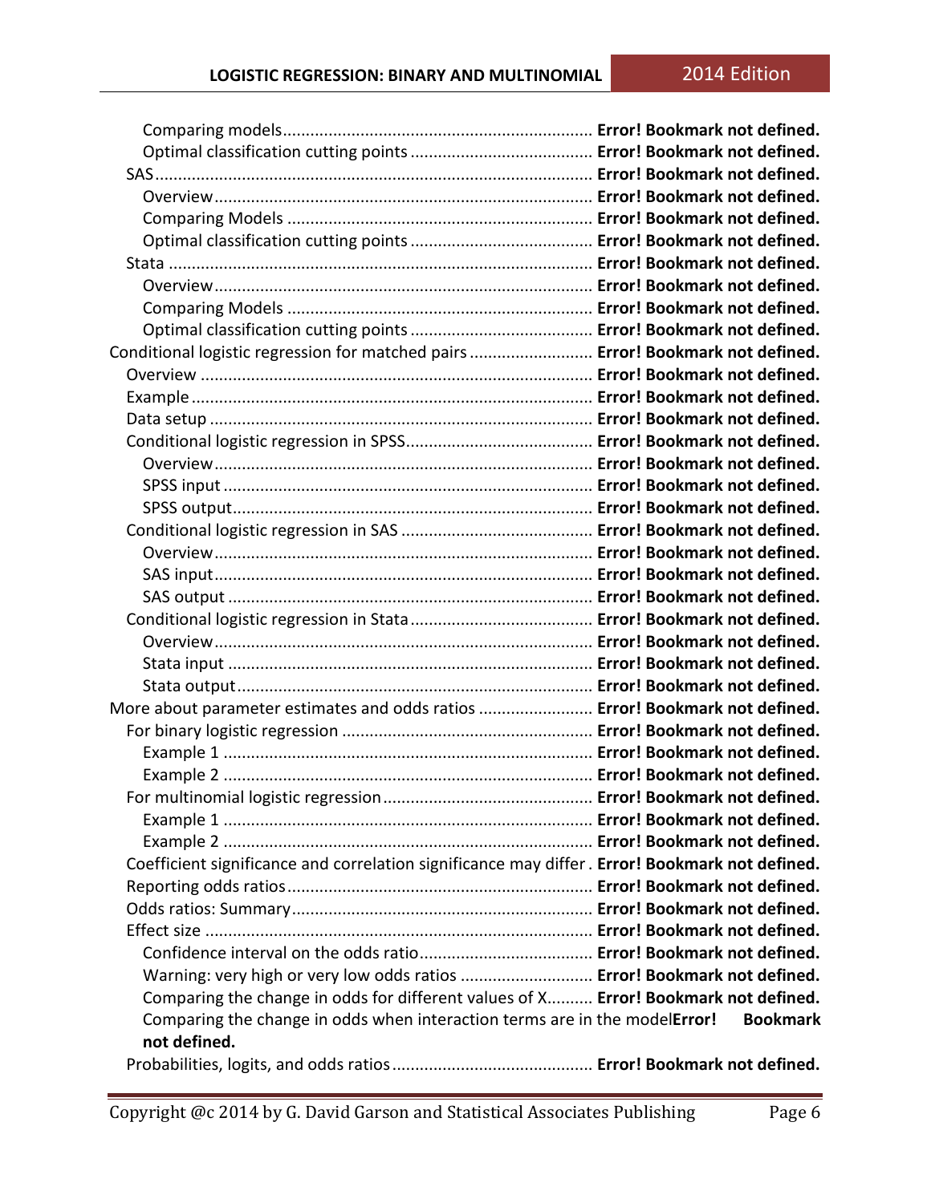- Comparing models .................................................................... **Error! Bookmark not defined.**
    - Optimal classification cutting points ........................................ **Error! Bookmark not defined.**
- SAS ................................................................................................ **Error! Bookmark not defined.**
    - Overview ................................................................................. **Error! Bookmark not defined.**
    - Comparing Models .................................................................. **Error! Bookmark not defined.**
    - Optimal classification cutting points ........................................ **Error! Bookmark not defined.**
- Stata ............................................................................................. **Error! Bookmark not defined.**
    - Overview ................................................................................. **Error! Bookmark not defined.**
    - Comparing Models .................................................................. **Error! Bookmark not defined.**
    - Optimal classification cutting points ........................................ **Error! Bookmark not defined.**

Conditional logistic regression for matched pairs ........................... **Error! Bookmark not defined.**

- Overview ..................................................................................... **Error! Bookmark not defined.**
- Example ....................................................................................... **Error! Bookmark not defined.**
- Data setup ................................................................................... **Error! Bookmark not defined.**
- Conditional logistic regression in SPSS ......................................... **Error! Bookmark not defined.**
    - Overview ................................................................................. **Error! Bookmark not defined.**
    - SPSS input ............................................................................... **Error! Bookmark not defined.**
    - SPSS output ............................................................................. **Error! Bookmark not defined.**
- Conditional logistic regression in SAS .......................................... **Error! Bookmark not defined.**
    - Overview ................................................................................. **Error! Bookmark not defined.**
    - SAS input ................................................................................. **Error! Bookmark not defined.**
    - SAS output ............................................................................... **Error! Bookmark not defined.**
- Conditional logistic regression in Stata ........................................ **Error! Bookmark not defined.**
    - Overview ................................................................................. **Error! Bookmark not defined.**
    - Stata input ............................................................................... **Error! Bookmark not defined.**
    - Stata output ............................................................................. **Error! Bookmark not defined.**

More about parameter estimates and odds ratios ......................... **Error! Bookmark not defined.**

- For binary logistic regression ....................................................... **Error! Bookmark not defined.**
    - Example 1 ................................................................................ **Error! Bookmark not defined.**
    - Example 2 ................................................................................ **Error! Bookmark not defined.**
- For multinomial logistic regression ............................................... **Error! Bookmark not defined.**
    - Example 1 ................................................................................ **Error! Bookmark not defined.**
    - Example 2 ................................................................................ **Error! Bookmark not defined.**
- Coefficient significance and correlation significance may differ . **Error! Bookmark not defined.**
- Reporting odds ratios ................................................................... **Error! Bookmark not defined.**
- Odds ratios: Summary .................................................................. **Error! Bookmark not defined.**
- Effect size ..................................................................................... **Error! Bookmark not defined.**
    - Confidence interval on the odds ratio ...................................... **Error! Bookmark not defined.**
    - Warning: very high or very low odds ratios ............................. **Error! Bookmark not defined.**
    - Comparing the change in odds for different values of X.......... **Error! Bookmark not defined.**
    - Comparing the change in odds when interaction terms are in the model**Error! Bookmark not defined.**
- Probabilities, logits, and odds ratios ............................................ **Error! Bookmark not defined.**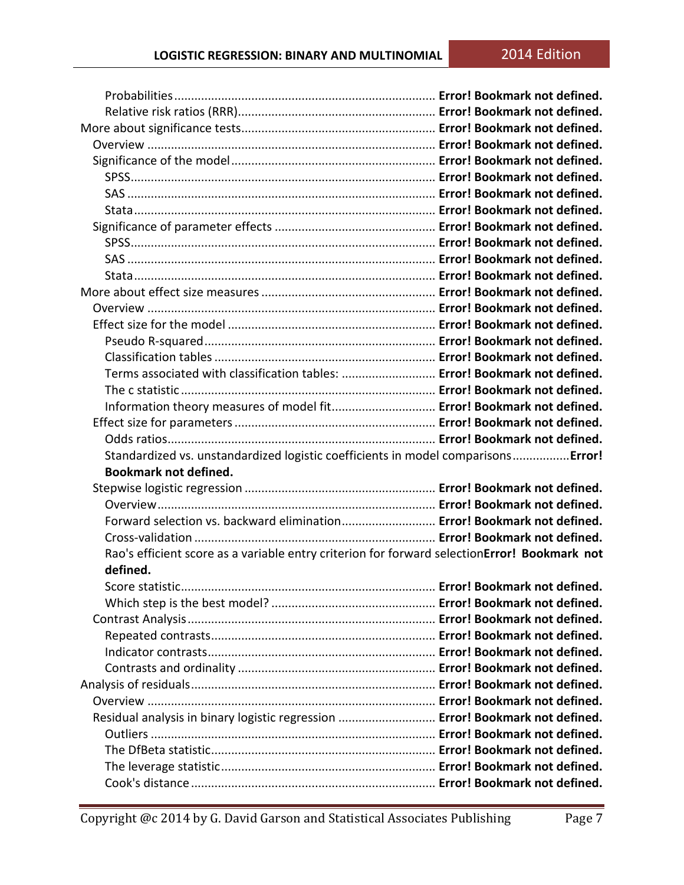Probabilities ............................................................................ **Error! Bookmark not defined.**
Relative risk ratios (RRR) .......................................................... **Error! Bookmark not defined.**
More about significance tests ......................................................... **Error! Bookmark not defined.**
Overview .................................................................................. **Error! Bookmark not defined.**
Significance of the model ............................................................ **Error! Bookmark not defined.**
SPSS ........................................................................................ **Error! Bookmark not defined.**
SAS .......................................................................................... **Error! Bookmark not defined.**
Stata ........................................................................................ **Error! Bookmark not defined.**
Significance of parameter effects ................................................ **Error! Bookmark not defined.**
SPSS ........................................................................................ **Error! Bookmark not defined.**
SAS .......................................................................................... **Error! Bookmark not defined.**
Stata ........................................................................................ **Error! Bookmark not defined.**
More about effect size measures .................................................... **Error! Bookmark not defined.**
Overview .................................................................................. **Error! Bookmark not defined.**
Effect size for the model .............................................................. **Error! Bookmark not defined.**
Pseudo R-squared ...................................................................... **Error! Bookmark not defined.**
Classification tables .................................................................... **Error! Bookmark not defined.**
Terms associated with classification tables: .............................. **Error! Bookmark not defined.**
The c statistic ............................................................................ **Error! Bookmark not defined.**
Information theory measures of model fit .................................. **Error! Bookmark not defined.**
Effect size for parameters ........................................................... **Error! Bookmark not defined.**
Odds ratios ................................................................................ **Error! Bookmark not defined.**
Standardized vs. unstandardized logistic coefficients in model comparisons ................. **Error! Bookmark not defined.**
Stepwise logistic regression ......................................................... **Error! Bookmark not defined.**
Overview .................................................................................. **Error! Bookmark not defined.**
Forward selection vs. backward elimination ............................... **Error! Bookmark not defined.**
Cross-validation ......................................................................... **Error! Bookmark not defined.**
Rao's efficient score as a variable entry criterion for forward selection **Error! Bookmark not defined.**
Score statistic ............................................................................ **Error! Bookmark not defined.**
Which step is the best model? .................................................... **Error! Bookmark not defined.**
Contrast Analysis ........................................................................ **Error! Bookmark not defined.**
Repeated contrasts ..................................................................... **Error! Bookmark not defined.**
Indicator contrasts ..................................................................... **Error! Bookmark not defined.**
Contrasts and ordinality ............................................................. **Error! Bookmark not defined.**
Analysis of residuals ........................................................................ **Error! Bookmark not defined.**
Overview .................................................................................. **Error! Bookmark not defined.**
Residual analysis in binary logistic regression ............................ **Error! Bookmark not defined.**
Outliers ..................................................................................... **Error! Bookmark not defined.**
The DfBeta statistic .................................................................... **Error! Bookmark not defined.**
The leverage statistic ................................................................. **Error! Bookmark not defined.**
Cook's distance .......................................................................... **Error! Bookmark not defined.**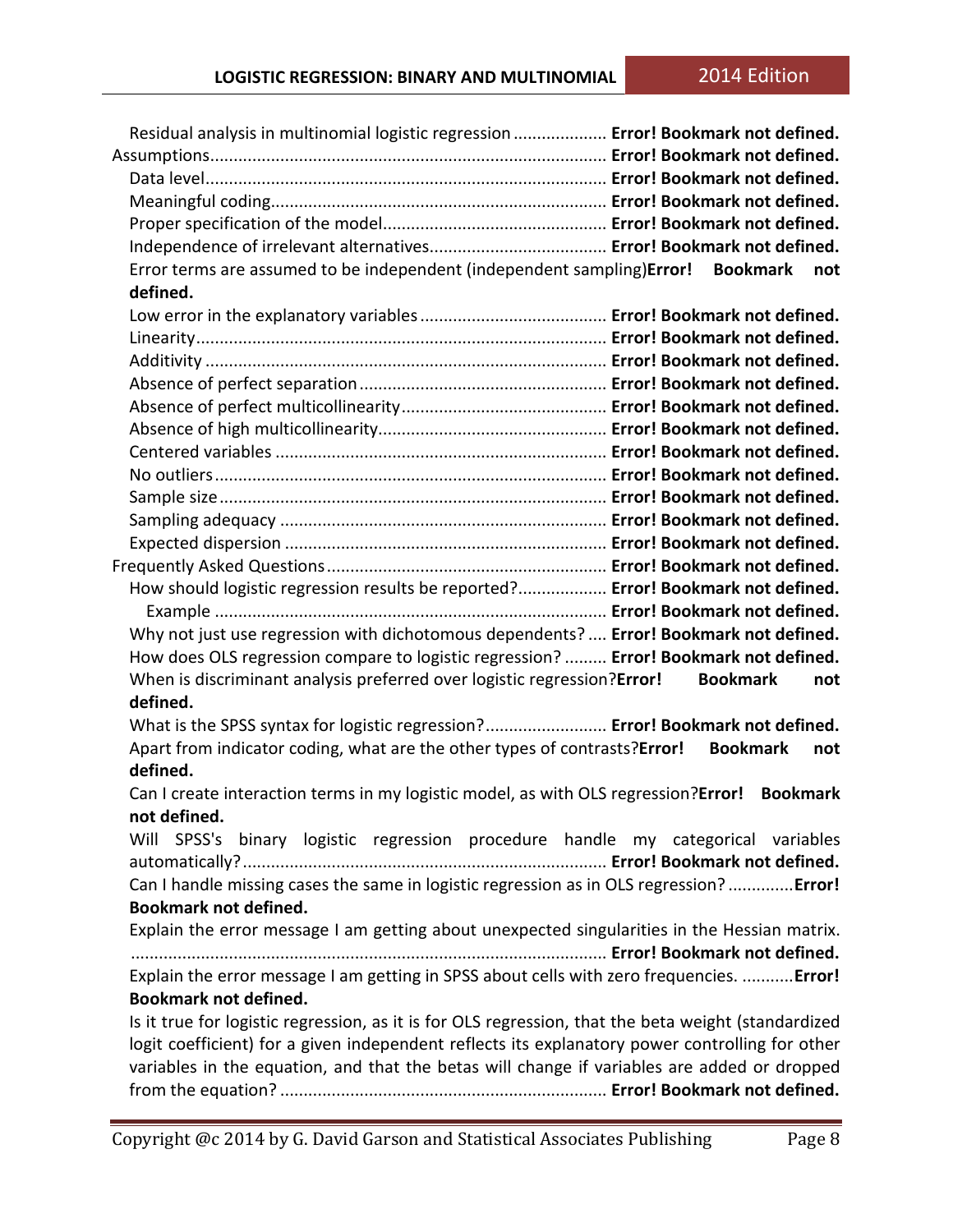Residual analysis in multinomial logistic regression .................... **Error! Bookmark not defined.**

Assumptions.................................................................................... **Error! Bookmark not defined.**

Data level..................................................................................... **Error! Bookmark not defined.**

Meaningful coding....................................................................... **Error! Bookmark not defined.**

Proper specification of the model................................................ **Error! Bookmark not defined.**

Independence of irrelevant alternatives...................................... **Error! Bookmark not defined.**

Error terms are assumed to be independent (independent sampling)**Error! Bookmark not defined.**

Low error in the explanatory variables ........................................ **Error! Bookmark not defined.**

Linearity....................................................................................... **Error! Bookmark not defined.**

Additivity ..................................................................................... **Error! Bookmark not defined.**

Absence of perfect separation .................................................... **Error! Bookmark not defined.**

Absence of perfect multicollinearity............................................ **Error! Bookmark not defined.**

Absence of high multicollinearity................................................. **Error! Bookmark not defined.**

Centered variables ...................................................................... **Error! Bookmark not defined.**

No outliers................................................................................... **Error! Bookmark not defined.**

Sample size.................................................................................. **Error! Bookmark not defined.**

Sampling adequacy ..................................................................... **Error! Bookmark not defined.**

Expected dispersion .................................................................... **Error! Bookmark not defined.**

Frequently Asked Questions........................................................... **Error! Bookmark not defined.**

How should logistic regression results be reported?.................. **Error! Bookmark not defined.**

Example ................................................................................... **Error! Bookmark not defined.**

Why not just use regression with dichotomous dependents? .... **Error! Bookmark not defined.**

How does OLS regression compare to logistic regression? ......... **Error! Bookmark not defined.**

When is discriminant analysis preferred over logistic regression?**Error! Bookmark not defined.**

What is the SPSS syntax for logistic regression?......................... **Error! Bookmark not defined.**

Apart from indicator coding, what are the other types of contrasts?**Error! Bookmark not defined.**

Can I create interaction terms in my logistic model, as with OLS regression?**Error! Bookmark not defined.**

Will SPSS's binary logistic regression procedure handle my categorical variables automatically?............................................................................ **Error! Bookmark not defined.**

Can I handle missing cases the same in logistic regression as in OLS regression? .............**Error! Bookmark not defined.**

Explain the error message I am getting about unexpected singularities in the Hessian matrix. ..................................................................................................... **Error! Bookmark not defined.**

Explain the error message I am getting in SPSS about cells with zero frequencies. ...........**Error! Bookmark not defined.**

Is it true for logistic regression, as it is for OLS regression, that the beta weight (standardized logit coefficient) for a given independent reflects its explanatory power controlling for other variables in the equation, and that the betas will change if variables are added or dropped from the equation? ..................................................................... **Error! Bookmark not defined.**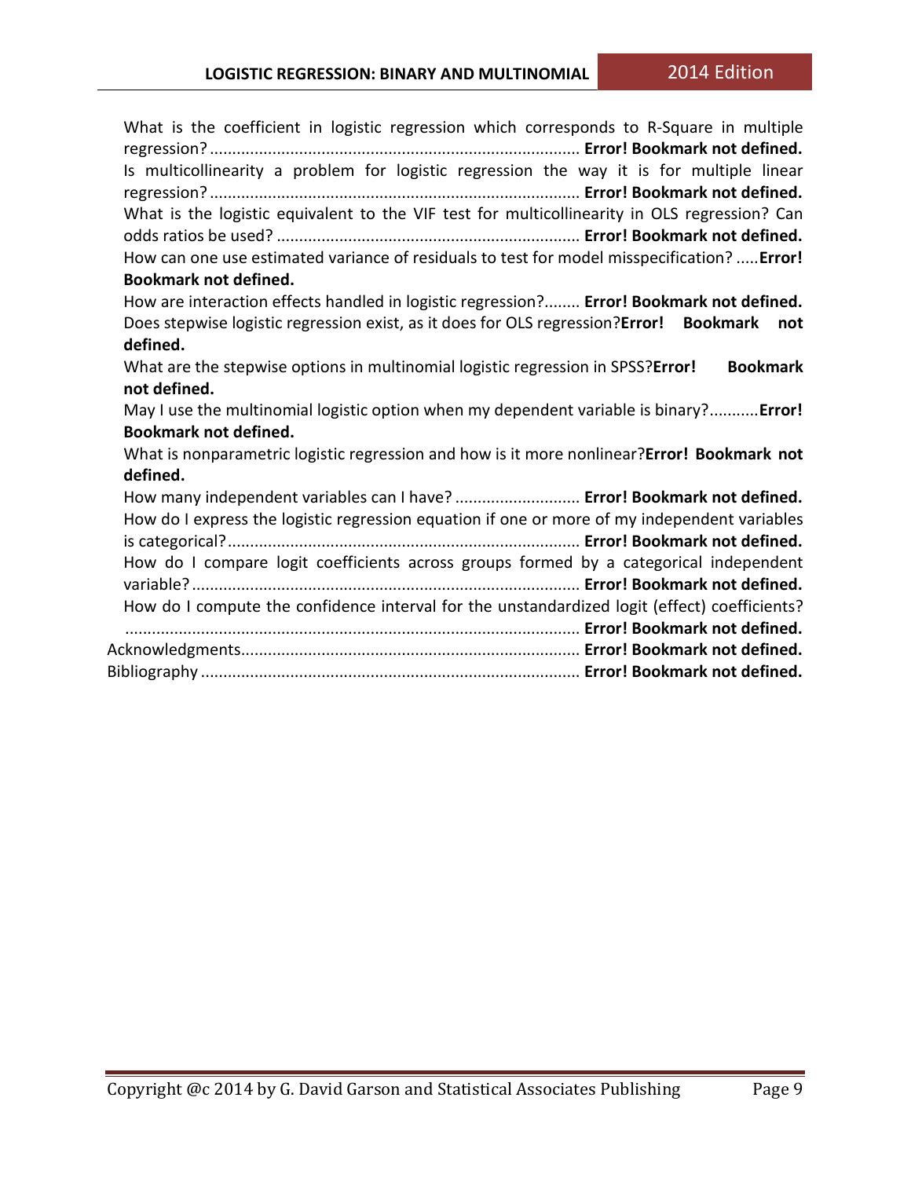What is the coefficient in logistic regression which corresponds to R-Square in multiple regression? .................................................................................. **Error! Bookmark not defined.**

Is multicollinearity a problem for logistic regression the way it is for multiple linear regression? .................................................................................. **Error! Bookmark not defined.**

What is the logistic equivalent to the VIF test for multicollinearity in OLS regression? Can odds ratios be used? .................................................................... **Error! Bookmark not defined.**

How can one use estimated variance of residuals to test for model misspecification? .....**Error! Bookmark not defined.**

How are interaction effects handled in logistic regression?........ **Error! Bookmark not defined.**

Does stepwise logistic regression exist, as it does for OLS regression?**Error! Bookmark not defined.**

What are the stepwise options in multinomial logistic regression in SPSS?**Error! Bookmark not defined.**

May I use the multinomial logistic option when my dependent variable is binary?...........**Error! Bookmark not defined.**

What is nonparametric logistic regression and how is it more nonlinear?**Error! Bookmark not defined.**

How many independent variables can I have? ............................ **Error! Bookmark not defined.**

How do I express the logistic regression equation if one or more of my independent variables is categorical? .............................................................................. **Error! Bookmark not defined.**

How do I compare logit coefficients across groups formed by a categorical independent variable? ....................................................................................... **Error! Bookmark not defined.**

How do I compute the confidence interval for the unstandardized logit (effect) coefficients? ..................................................................................................... **Error! Bookmark not defined.**

Acknowledgments........................................................................... **Error! Bookmark not defined.**

Bibliography ..................................................................................... **Error! Bookmark not defined.**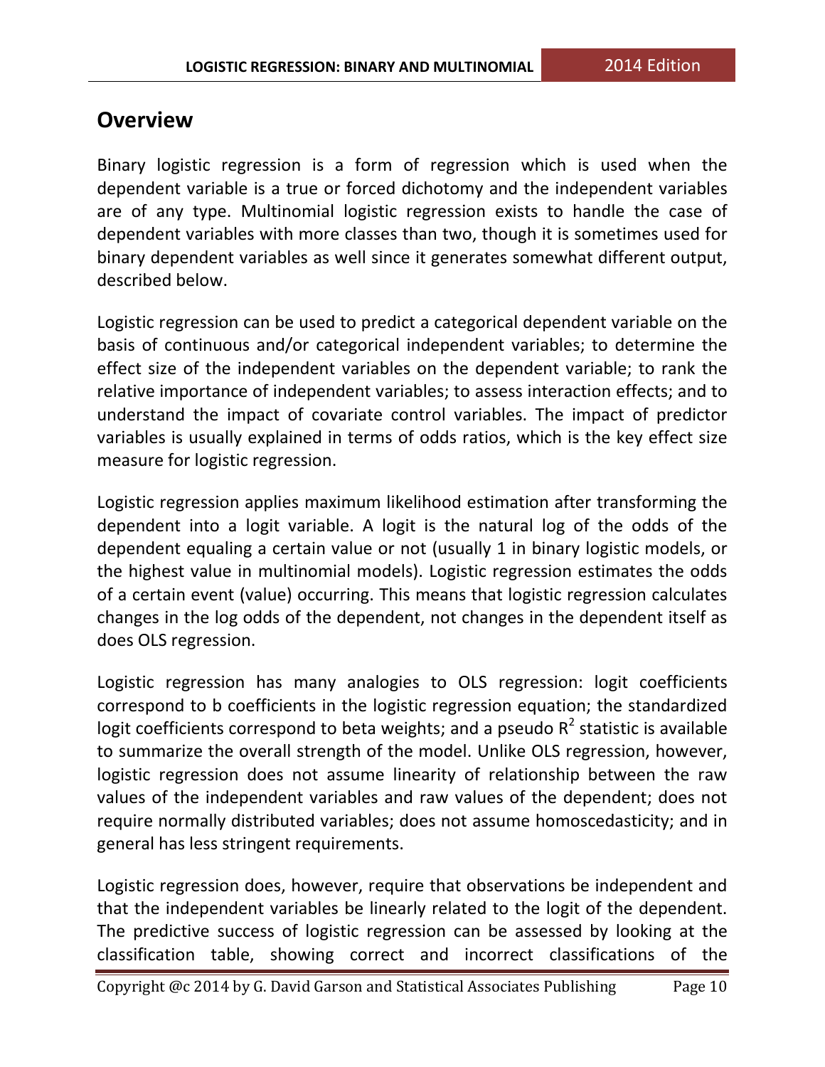## Overview

Binary logistic regression is a form of regression which is used when the dependent variable is a true or forced dichotomy and the independent variables are of any type. Multinomial logistic regression exists to handle the case of dependent variables with more classes than two, though it is sometimes used for binary dependent variables as well since it generates somewhat different output, described below.

Logistic regression can be used to predict a categorical dependent variable on the basis of continuous and/or categorical independent variables; to determine the effect size of the independent variables on the dependent variable; to rank the relative importance of independent variables; to assess interaction effects; and to understand the impact of covariate control variables. The impact of predictor variables is usually explained in terms of odds ratios, which is the key effect size measure for logistic regression.

Logistic regression applies maximum likelihood estimation after transforming the dependent into a logit variable. A logit is the natural log of the odds of the dependent equaling a certain value or not (usually 1 in binary logistic models, or the highest value in multinomial models). Logistic regression estimates the odds of a certain event (value) occurring. This means that logistic regression calculates changes in the log odds of the dependent, not changes in the dependent itself as does OLS regression.

Logistic regression has many analogies to OLS regression: logit coefficients correspond to b coefficients in the logistic regression equation; the standardized logit coefficients correspond to beta weights; and a pseudo $R^2$ statistic is available to summarize the overall strength of the model. Unlike OLS regression, however, logistic regression does not assume linearity of relationship between the raw values of the independent variables and raw values of the dependent; does not require normally distributed variables; does not assume homoscedasticity; and in general has less stringent requirements.

Logistic regression does, however, require that observations be independent and that the independent variables be linearly related to the logit of the dependent. The predictive success of logistic regression can be assessed by looking at the classification table, showing correct and incorrect classifications of the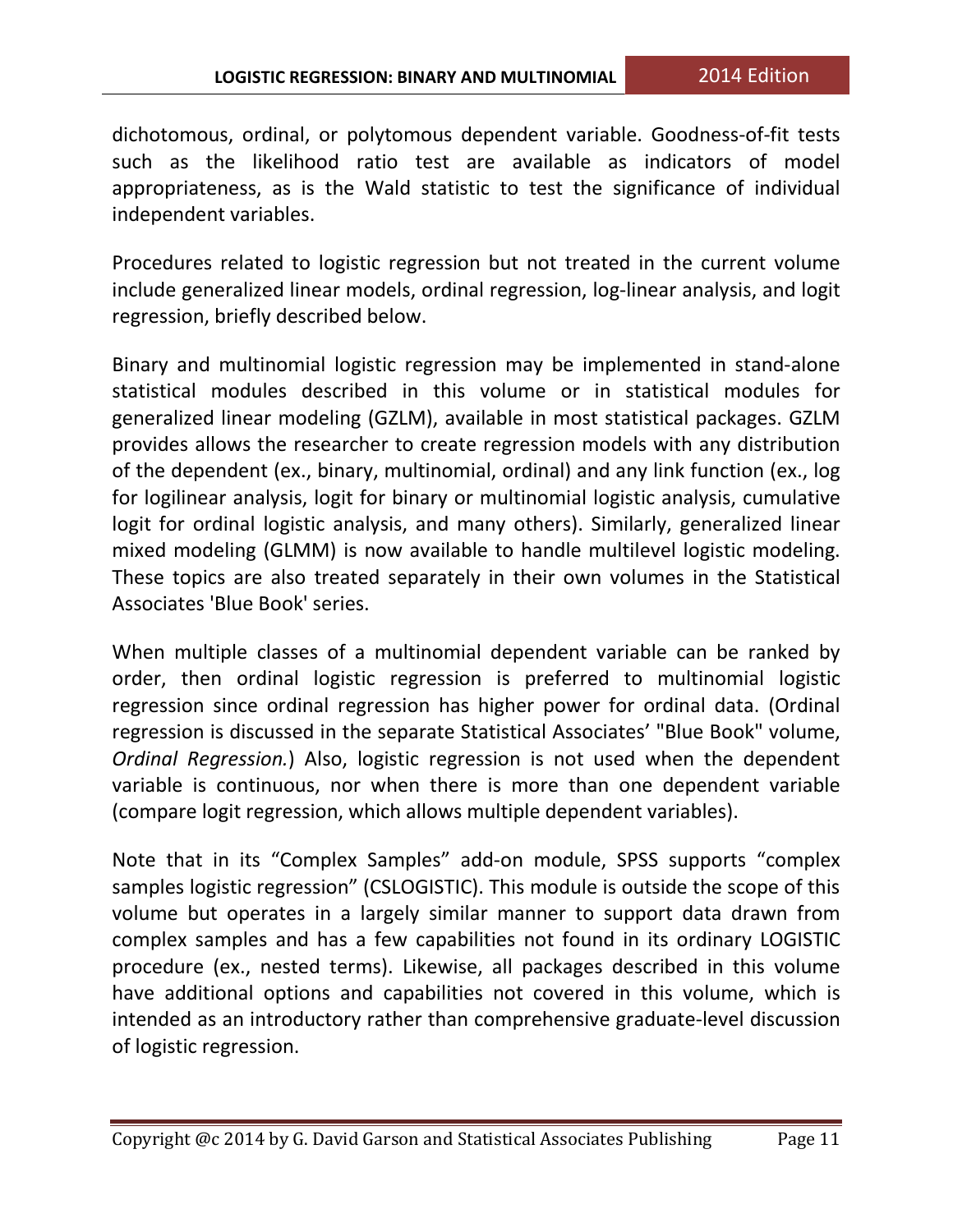dichotomous, ordinal, or polytomous dependent variable. Goodness-of-fit tests such as the likelihood ratio test are available as indicators of model appropriateness, as is the Wald statistic to test the significance of individual independent variables.

Procedures related to logistic regression but not treated in the current volume include generalized linear models, ordinal regression, log-linear analysis, and logit regression, briefly described below.

Binary and multinomial logistic regression may be implemented in stand-alone statistical modules described in this volume or in statistical modules for generalized linear modeling (GZLM), available in most statistical packages. GZLM provides allows the researcher to create regression models with any distribution of the dependent (ex., binary, multinomial, ordinal) and any link function (ex., log for logilinear analysis, logit for binary or multinomial logistic analysis, cumulative logit for ordinal logistic analysis, and many others). Similarly, generalized linear mixed modeling (GLMM) is now available to handle multilevel logistic modeling. These topics are also treated separately in their own volumes in the Statistical Associates 'Blue Book' series.

When multiple classes of a multinomial dependent variable can be ranked by order, then ordinal logistic regression is preferred to multinomial logistic regression since ordinal regression has higher power for ordinal data. (Ordinal regression is discussed in the separate Statistical Associates' "Blue Book" volume, *Ordinal Regression.*) Also, logistic regression is not used when the dependent variable is continuous, nor when there is more than one dependent variable (compare logit regression, which allows multiple dependent variables).

Note that in its "Complex Samples" add-on module, SPSS supports "complex samples logistic regression" (CSLOGISTIC). This module is outside the scope of this volume but operates in a largely similar manner to support data drawn from complex samples and has a few capabilities not found in its ordinary LOGISTIC procedure (ex., nested terms). Likewise, all packages described in this volume have additional options and capabilities not covered in this volume, which is intended as an introductory rather than comprehensive graduate-level discussion of logistic regression.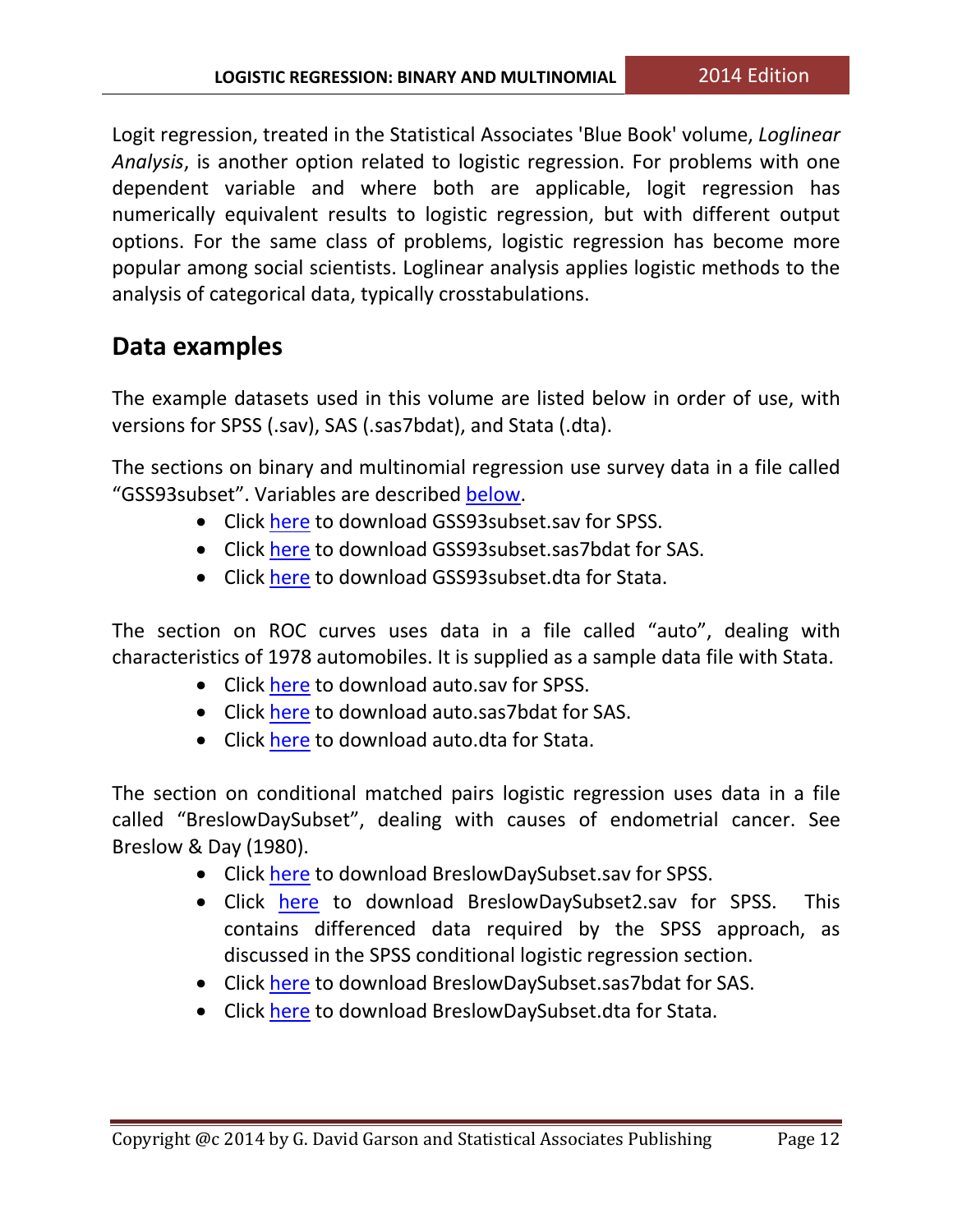Logit regression, treated in the Statistical Associates 'Blue Book' volume, *Loglinear Analysis*, is another option related to logistic regression. For problems with one dependent variable and where both are applicable, logit regression has numerically equivalent results to logistic regression, but with different output options. For the same class of problems, logistic regression has become more popular among social scientists. Loglinear analysis applies logistic methods to the analysis of categorical data, typically crosstabulations.

## Data examples

The example datasets used in this volume are listed below in order of use, with versions for SPSS (.sav), SAS (.sas7bdat), and Stata (.dta).

The sections on binary and multinomial regression use survey data in a file called "GSS93subset". Variables are described below.

- Click here to download GSS93subset.sav for SPSS.
- Click here to download GSS93subset.sas7bdat for SAS.
- Click here to download GSS93subset.dta for Stata.

The section on ROC curves uses data in a file called "auto", dealing with characteristics of 1978 automobiles. It is supplied as a sample data file with Stata.

- Click here to download auto.sav for SPSS.
- Click here to download auto.sas7bdat for SAS.
- Click here to download auto.dta for Stata.

The section on conditional matched pairs logistic regression uses data in a file called "BreslowDaySubset", dealing with causes of endometrial cancer. See Breslow & Day (1980).

- Click here to download BreslowDaySubset.sav for SPSS.
- Click here to download BreslowDaySubset2.sav for SPSS. This contains differenced data required by the SPSS approach, as discussed in the SPSS conditional logistic regression section.
- Click here to download BreslowDaySubset.sas7bdat for SAS.
- Click here to download BreslowDaySubset.dta for Stata.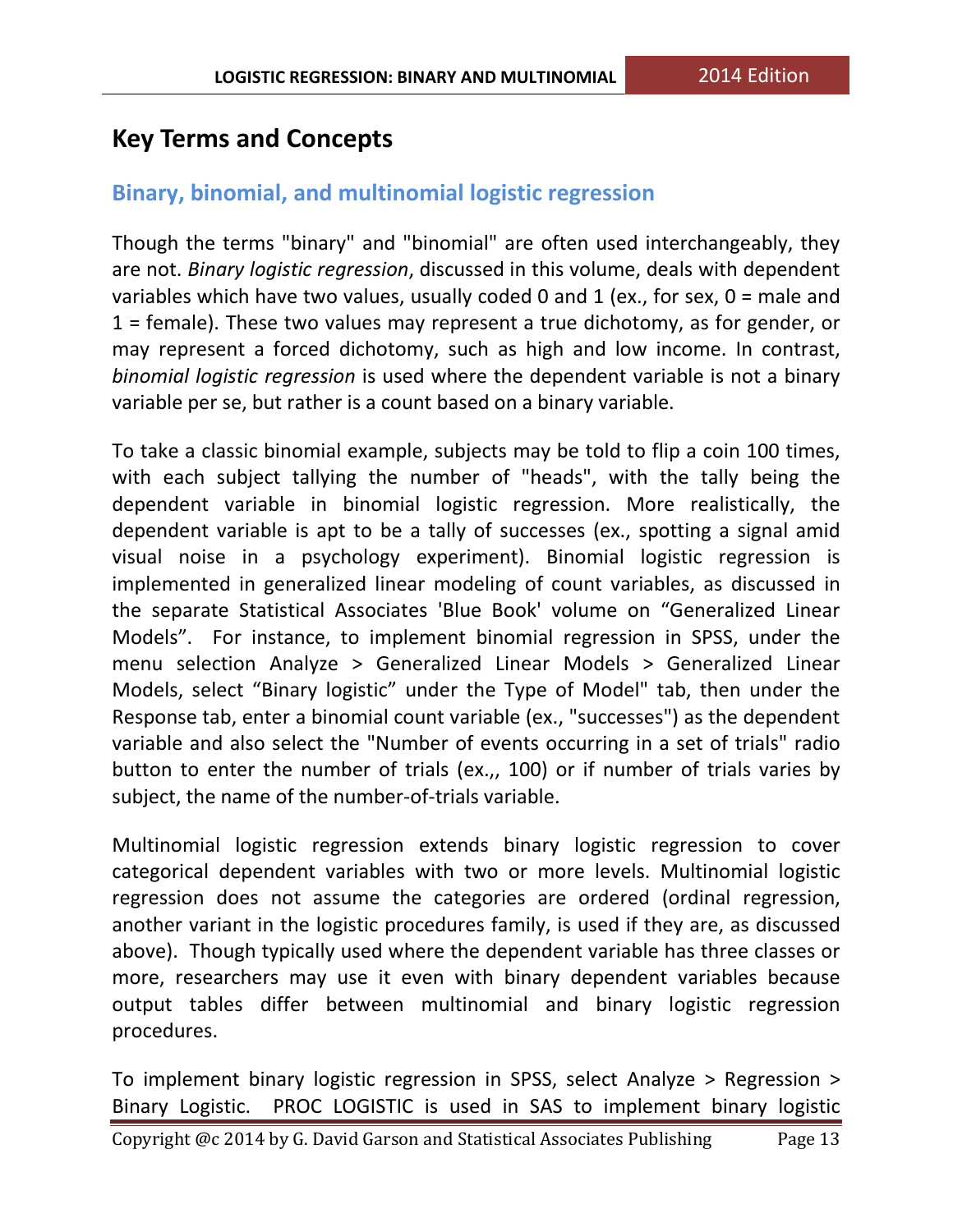# Key Terms and Concepts

## Binary, binomial, and multinomial logistic regression

Though the terms "binary" and "binomial" are often used interchangeably, they are not. *Binary logistic regression*, discussed in this volume, deals with dependent variables which have two values, usually coded 0 and 1 (ex., for sex, 0 = male and 1 = female). These two values may represent a true dichotomy, as for gender, or may represent a forced dichotomy, such as high and low income. In contrast, *binomial logistic regression* is used where the dependent variable is not a binary variable per se, but rather is a count based on a binary variable.

To take a classic binomial example, subjects may be told to flip a coin 100 times, with each subject tallying the number of "heads", with the tally being the dependent variable in binomial logistic regression. More realistically, the dependent variable is apt to be a tally of successes (ex., spotting a signal amid visual noise in a psychology experiment). Binomial logistic regression is implemented in generalized linear modeling of count variables, as discussed in the separate Statistical Associates 'Blue Book' volume on "Generalized Linear Models". For instance, to implement binomial regression in SPSS, under the menu selection Analyze > Generalized Linear Models > Generalized Linear Models, select "Binary logistic" under the Type of Model" tab, then under the Response tab, enter a binomial count variable (ex., "successes") as the dependent variable and also select the "Number of events occurring in a set of trials" radio button to enter the number of trials (ex.,, 100) or if number of trials varies by subject, the name of the number-of-trials variable.

Multinomial logistic regression extends binary logistic regression to cover categorical dependent variables with two or more levels. Multinomial logistic regression does not assume the categories are ordered (ordinal regression, another variant in the logistic procedures family, is used if they are, as discussed above). Though typically used where the dependent variable has three classes or more, researchers may use it even with binary dependent variables because output tables differ between multinomial and binary logistic regression procedures.

To implement binary logistic regression in SPSS, select Analyze > Regression > Binary Logistic. PROC LOGISTIC is used in SAS to implement binary logistic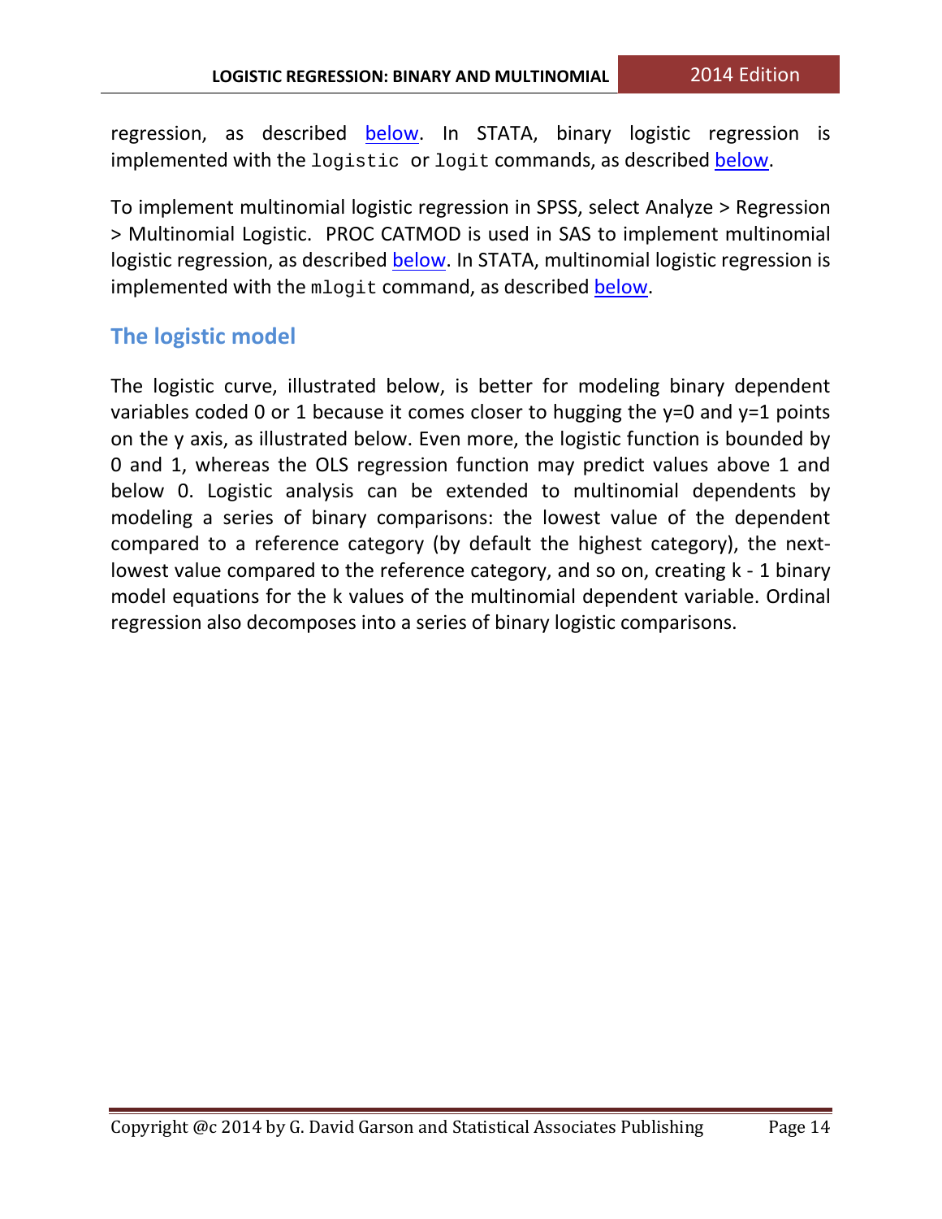regression, as described below. In STATA, binary logistic regression is implemented with the `logistic` or `logit` commands, as described below.

To implement multinomial logistic regression in SPSS, select Analyze > Regression > Multinomial Logistic. PROC CATMOD is used in SAS to implement multinomial logistic regression, as described below. In STATA, multinomial logistic regression is implemented with the `mlogit` command, as described below.

## The logistic model

The logistic curve, illustrated below, is better for modeling binary dependent variables coded 0 or 1 because it comes closer to hugging the y=0 and y=1 points on the y axis, as illustrated below. Even more, the logistic function is bounded by 0 and 1, whereas the OLS regression function may predict values above 1 and below 0. Logistic analysis can be extended to multinomial dependents by modeling a series of binary comparisons: the lowest value of the dependent compared to a reference category (by default the highest category), the next-lowest value compared to the reference category, and so on, creating k - 1 binary model equations for the k values of the multinomial dependent variable. Ordinal regression also decomposes into a series of binary logistic comparisons.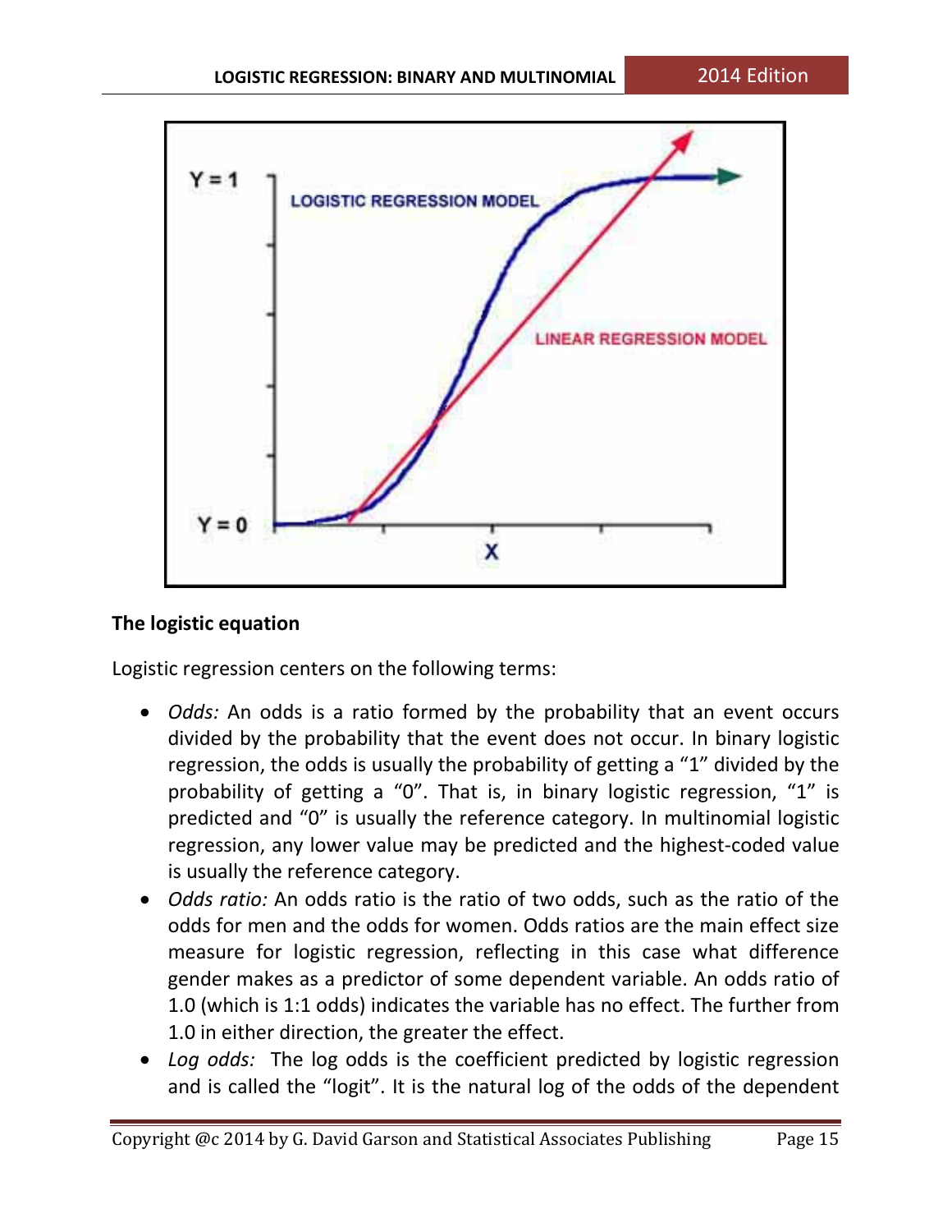## The logistic equation

Logistic regression centers on the following terms:

- *Odds:* An odds is a ratio formed by the probability that an event occurs divided by the probability that the event does not occur. In binary logistic regression, the odds is usually the probability of getting a "1" divided by the probability of getting a "0". That is, in binary logistic regression, "1" is predicted and "0" is usually the reference category. In multinomial logistic regression, any lower value may be predicted and the highest-coded value is usually the reference category.
- *Odds ratio:* An odds ratio is the ratio of two odds, such as the ratio of the odds for men and the odds for women. Odds ratios are the main effect size measure for logistic regression, reflecting in this case what difference gender makes as a predictor of some dependent variable. An odds ratio of 1.0 (which is 1:1 odds) indicates the variable has no effect. The further from 1.0 in either direction, the greater the effect.
- *Log odds:* The log odds is the coefficient predicted by logistic regression and is called the "logit". It is the natural log of the odds of the dependent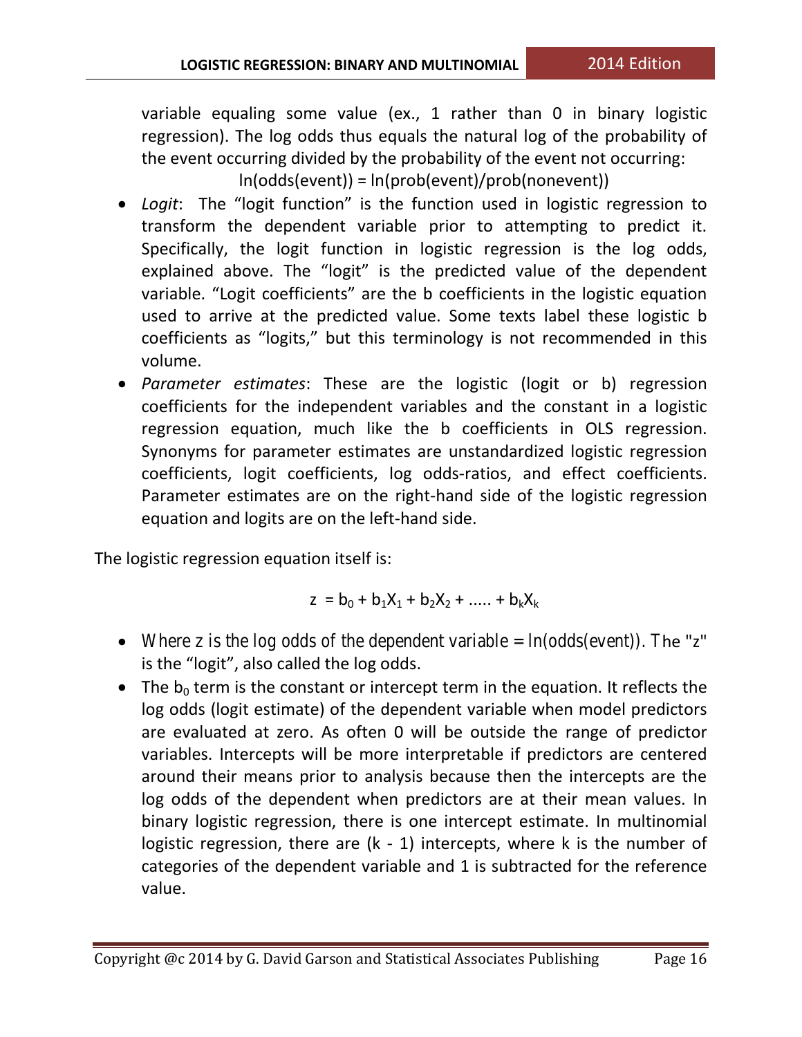variable equaling some value (ex., 1 rather than 0 in binary logistic regression). The log odds thus equals the natural log of the probability of the event occurring divided by the probability of the event not occurring:

ln(odds(event)) = ln(prob(event)/prob(nonevent))

- *Logit*: The "logit function" is the function used in logistic regression to transform the dependent variable prior to attempting to predict it. Specifically, the logit function in logistic regression is the log odds, explained above. The "logit" is the predicted value of the dependent variable. "Logit coefficients" are the b coefficients in the logistic equation used to arrive at the predicted value. Some texts label these logistic b coefficients as "logits," but this terminology is not recommended in this volume.
- *Parameter estimates*: These are the logistic (logit or b) regression coefficients for the independent variables and the constant in a logistic regression equation, much like the b coefficients in OLS regression. Synonyms for parameter estimates are unstandardized logistic regression coefficients, logit coefficients, log odds-ratios, and effect coefficients. Parameter estimates are on the right-hand side of the logistic regression equation and logits are on the left-hand side.

The logistic regression equation itself is:

$$z = b_0 + b_1X_1 + b_2X_2 + ..... + b_kX_k$$

- Where z is the log odds of the dependent variable = ln(odds(event)). The "z" is the "logit", also called the log odds.
- The $b_0$ term is the constant or intercept term in the equation. It reflects the log odds (logit estimate) of the dependent variable when model predictors are evaluated at zero. As often 0 will be outside the range of predictor variables. Intercepts will be more interpretable if predictors are centered around their means prior to analysis because then the intercepts are the log odds of the dependent when predictors are at their mean values. In binary logistic regression, there is one intercept estimate. In multinomial logistic regression, there are (k - 1) intercepts, where k is the number of categories of the dependent variable and 1 is subtracted for the reference value.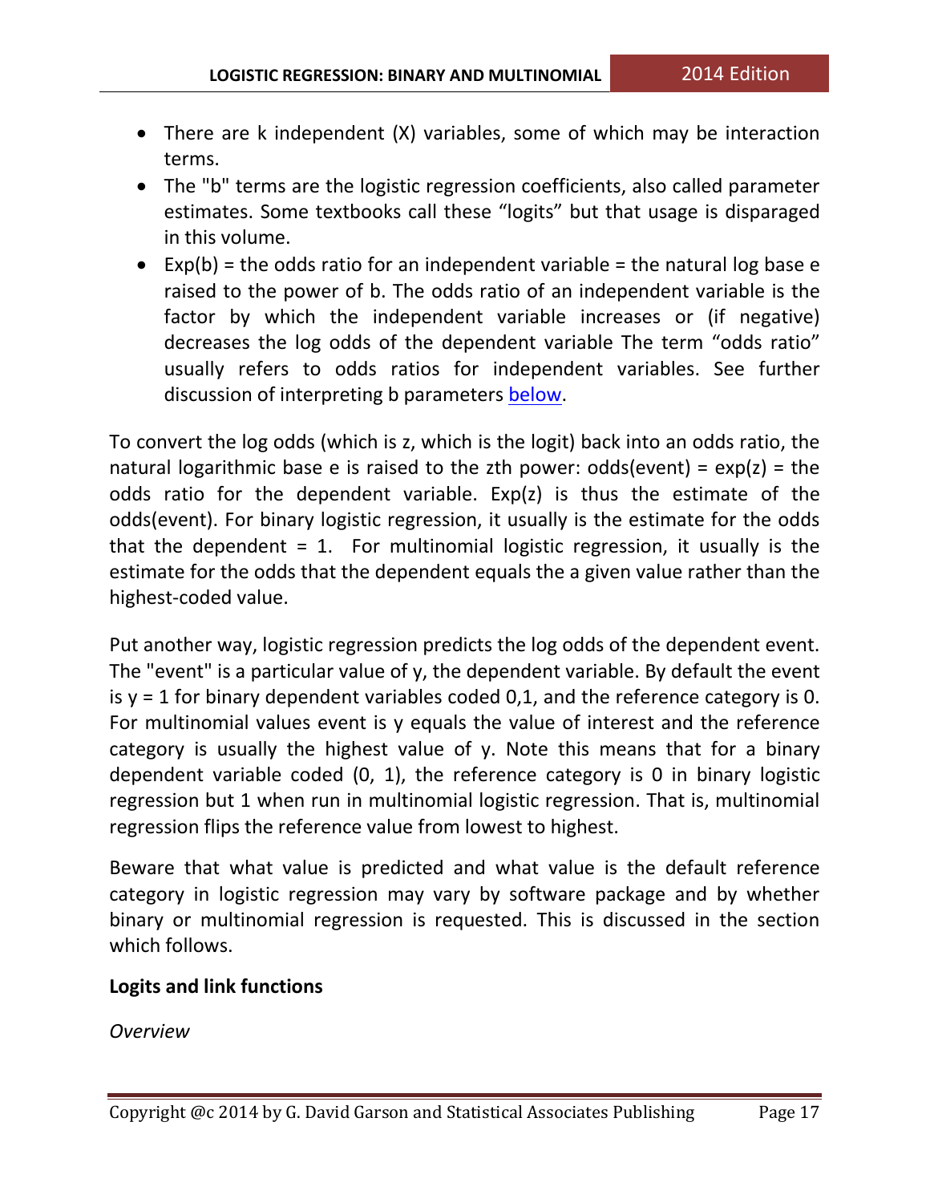- There are k independent (X) variables, some of which may be interaction terms.
- The "b" terms are the logistic regression coefficients, also called parameter estimates. Some textbooks call these “logits” but that usage is disparaged in this volume.
- Exp(b) = the odds ratio for an independent variable = the natural log base e raised to the power of b. The odds ratio of an independent variable is the factor by which the independent variable increases or (if negative) decreases the log odds of the dependent variable The term “odds ratio” usually refers to odds ratios for independent variables. See further discussion of interpreting b parameters below.

To convert the log odds (which is z, which is the logit) back into an odds ratio, the natural logarithmic base e is raised to the zth power: odds(event) = exp(z) = the odds ratio for the dependent variable. Exp(z) is thus the estimate of the odds(event). For binary logistic regression, it usually is the estimate for the odds that the dependent = 1. For multinomial logistic regression, it usually is the estimate for the odds that the dependent equals the a given value rather than the highest-coded value.

Put another way, logistic regression predicts the log odds of the dependent event. The "event" is a particular value of y, the dependent variable. By default the event is y = 1 for binary dependent variables coded 0,1, and the reference category is 0. For multinomial values event is y equals the value of interest and the reference category is usually the highest value of y. Note this means that for a binary dependent variable coded (0, 1), the reference category is 0 in binary logistic regression but 1 when run in multinomial logistic regression. That is, multinomial regression flips the reference value from lowest to highest.

Beware that what value is predicted and what value is the default reference category in logistic regression may vary by software package and by whether binary or multinomial regression is requested. This is discussed in the section which follows.

**Logits and link functions**

*Overview*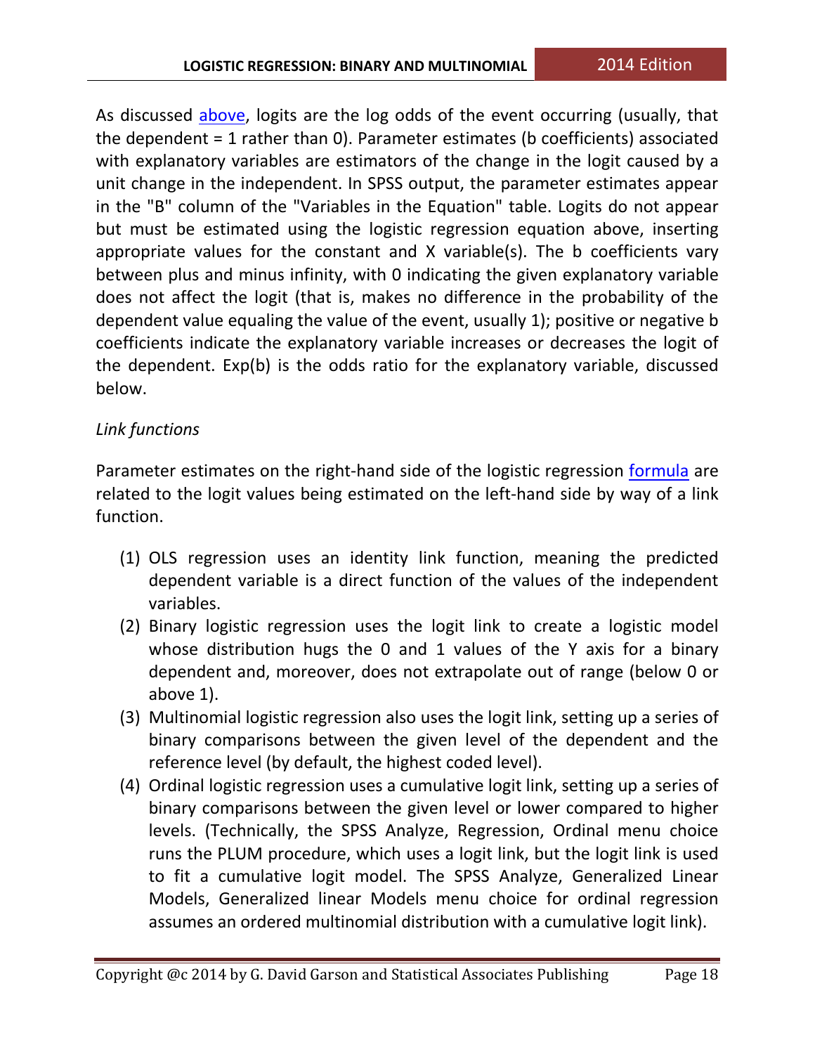As discussed above, logits are the log odds of the event occurring (usually, that the dependent = 1 rather than 0). Parameter estimates (b coefficients) associated with explanatory variables are estimators of the change in the logit caused by a unit change in the independent. In SPSS output, the parameter estimates appear in the "B" column of the "Variables in the Equation" table. Logits do not appear but must be estimated using the logistic regression equation above, inserting appropriate values for the constant and X variable(s). The b coefficients vary between plus and minus infinity, with 0 indicating the given explanatory variable does not affect the logit (that is, makes no difference in the probability of the dependent value equaling the value of the event, usually 1); positive or negative b coefficients indicate the explanatory variable increases or decreases the logit of the dependent. Exp(b) is the odds ratio for the explanatory variable, discussed below.

*Link functions*

Parameter estimates on the right-hand side of the logistic regression formula are related to the logit values being estimated on the left-hand side by way of a link function.

1. OLS regression uses an identity link function, meaning the predicted dependent variable is a direct function of the values of the independent variables.
2. Binary logistic regression uses the logit link to create a logistic model whose distribution hugs the 0 and 1 values of the Y axis for a binary dependent and, moreover, does not extrapolate out of range (below 0 or above 1).
3. Multinomial logistic regression also uses the logit link, setting up a series of binary comparisons between the given level of the dependent and the reference level (by default, the highest coded level).
4. Ordinal logistic regression uses a cumulative logit link, setting up a series of binary comparisons between the given level or lower compared to higher levels. (Technically, the SPSS Analyze, Regression, Ordinal menu choice runs the PLUM procedure, which uses a logit link, but the logit link is used to fit a cumulative logit model. The SPSS Analyze, Generalized Linear Models, Generalized linear Models menu choice for ordinal regression assumes an ordered multinomial distribution with a cumulative logit link).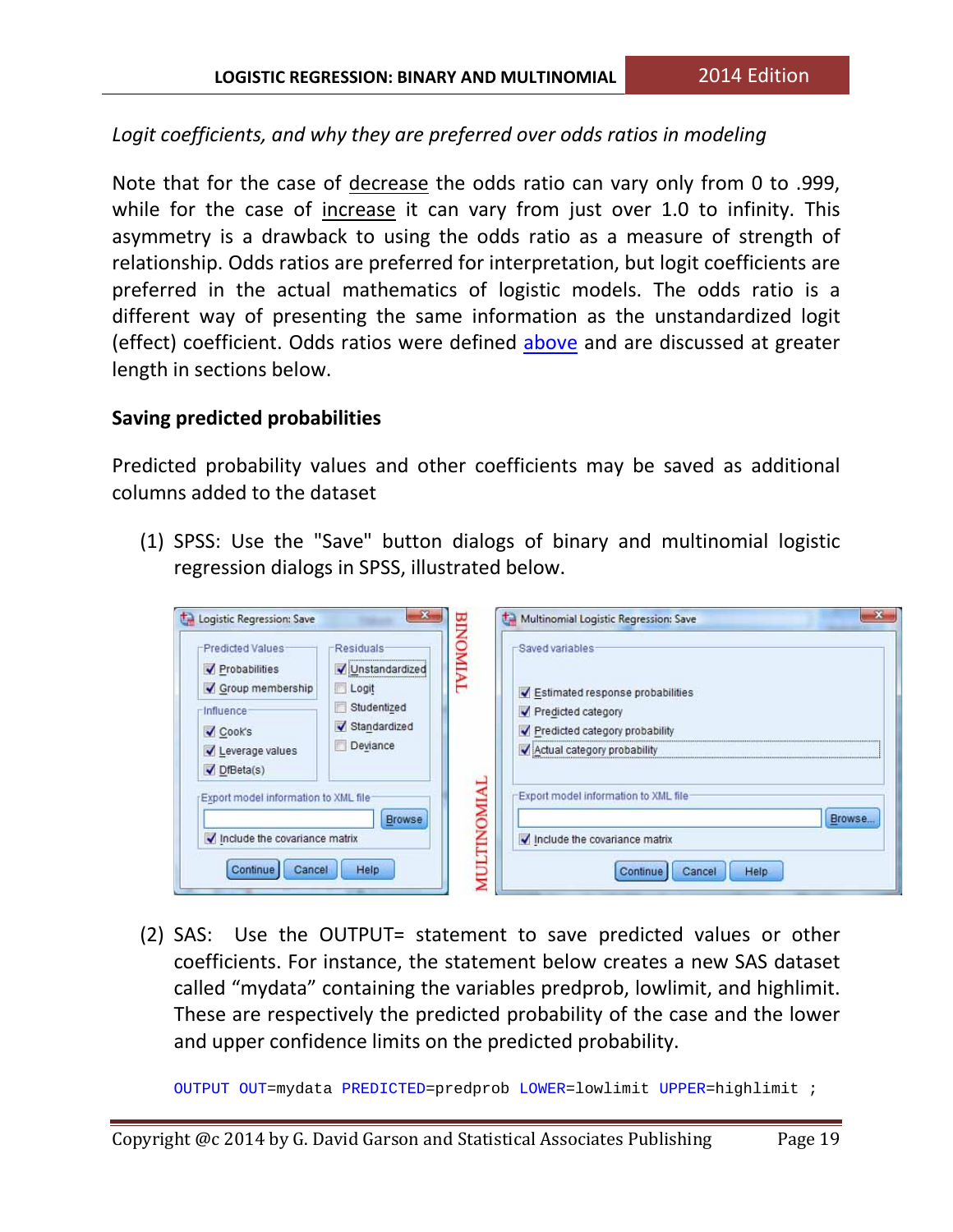*Logit coefficients, and why they are preferred over odds ratios in modeling*

Note that for the case of decrease the odds ratio can vary only from 0 to .999, while for the case of increase it can vary from just over 1.0 to infinity. This asymmetry is a drawback to using the odds ratio as a measure of strength of relationship. Odds ratios are preferred for interpretation, but logit coefficients are preferred in the actual mathematics of logistic models. The odds ratio is a different way of presenting the same information as the unstandardized logit (effect) coefficient. Odds ratios were defined above and are discussed at greater length in sections below.

### Saving predicted probabilities

Predicted probability values and other coefficients may be saved as additional columns added to the dataset

(1) SPSS: Use the "Save" button dialogs of binary and multinomial logistic regression dialogs in SPSS, illustrated below.

(2) SAS: Use the OUTPUT= statement to save predicted values or other coefficients. For instance, the statement below creates a new SAS dataset called "mydata" containing the variables predprob, lowlimit, and highlimit. These are respectively the predicted probability of the case and the lower and upper confidence limits on the predicted probability.

```
OUTPUT OUT=mydata PREDICTED=predprob LOWER=lowlimit UPPER=highlimit ;
```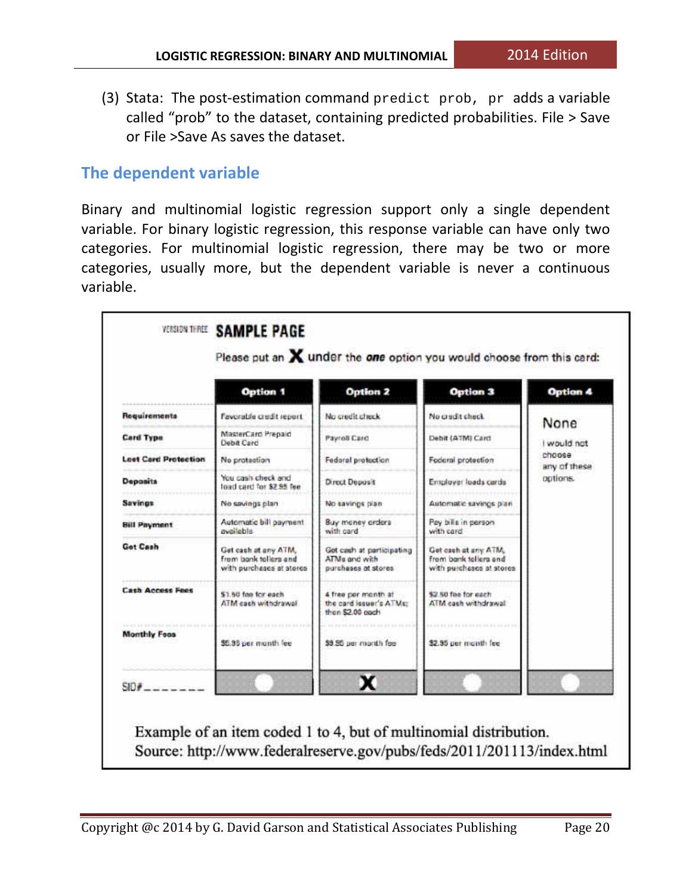(3) Stata: The post-estimation command `predict prob, pr` adds a variable called "prob" to the dataset, containing predicted probabilities. File > Save or File >Save As saves the dataset.

## The dependent variable

Binary and multinomial logistic regression support only a single dependent variable. For binary logistic regression, this response variable can have only two categories. For multinomial logistic regression, there may be two or more categories, usually more, but the dependent variable is never a continuous variable.

VERSION THREE **SAMPLE PAGE**

Please put an **X** under the ***one*** option you would choose from this card:

| | Option 1 | Option 2 | Option 3 | Option 4 |
|---|---|---|---|---|
| **Requirements** | Favorable credit report | No credit check | No credit check | None<br>I would not choose any of these options. |
| **Card Type** | MasterCard Prepaid Debit Card | Payroll Card | Debit (ATM) Card | |
| **Lost Card Protection** | No protection | Federal protection | Federal protection | |
| **Deposits** | You cash check and load card for $2.95 fee | Direct Deposit | Employer loads cards | |
| **Savings** | No savings plan | No savings plan | Automatic savings plan | |
| **Bill Payment** | Automatic bill payment available | Buy money orders with card | Pay bills in person with card | |
| **Get Cash** | Get cash at any ATM, from bank tellers and with purchases at stores | Get cash at participating ATMs and with purchases at stores | Get cash at any ATM, from bank tellers and with purchases at stores | |
| **Cash Access Fees** | $1.50 fee for each ATM cash withdrawal | 4 free per month at the card issuer's ATMs; then $2.00 each | $2.50 fee for each ATM cash withdrawal | |
| **Monthly Fees** | $5.95 per month fee | $9.95 per month fee | $2.95 per month fee | |
| SID#_______ | | X | | |

Example of an item coded 1 to 4, but of multinomial distribution.
Source: http://www.federalreserve.gov/pubs/feds/2011/201113/index.html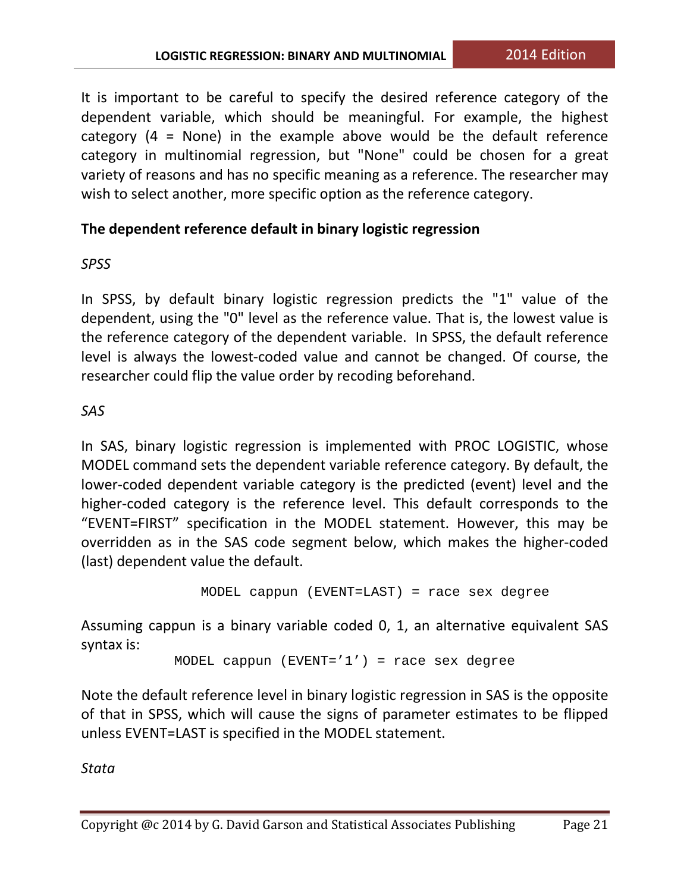It is important to be careful to specify the desired reference category of the dependent variable, which should be meaningful. For example, the highest category (4 = None) in the example above would be the default reference category in multinomial regression, but "None" could be chosen for a great variety of reasons and has no specific meaning as a reference. The researcher may wish to select another, more specific option as the reference category.

### The dependent reference default in binary logistic regression

*SPSS*

In SPSS, by default binary logistic regression predicts the "1" value of the dependent, using the "0" level as the reference value. That is, the lowest value is the reference category of the dependent variable. In SPSS, the default reference level is always the lowest-coded value and cannot be changed. Of course, the researcher could flip the value order by recoding beforehand.

*SAS*

In SAS, binary logistic regression is implemented with PROC LOGISTIC, whose MODEL command sets the dependent variable reference category. By default, the lower-coded dependent variable category is the predicted (event) level and the higher-coded category is the reference level. This default corresponds to the “EVENT=FIRST” specification in the MODEL statement. However, this may be overridden as in the SAS code segment below, which makes the higher-coded (last) dependent value the default.

```
MODEL cappun (EVENT=LAST) = race sex degree
```

Assuming cappun is a binary variable coded 0, 1, an alternative equivalent SAS syntax is:

```
MODEL cappun (EVENT=’1’) = race sex degree
```

Note the default reference level in binary logistic regression in SAS is the opposite of that in SPSS, which will cause the signs of parameter estimates to be flipped unless EVENT=LAST is specified in the MODEL statement.

*Stata*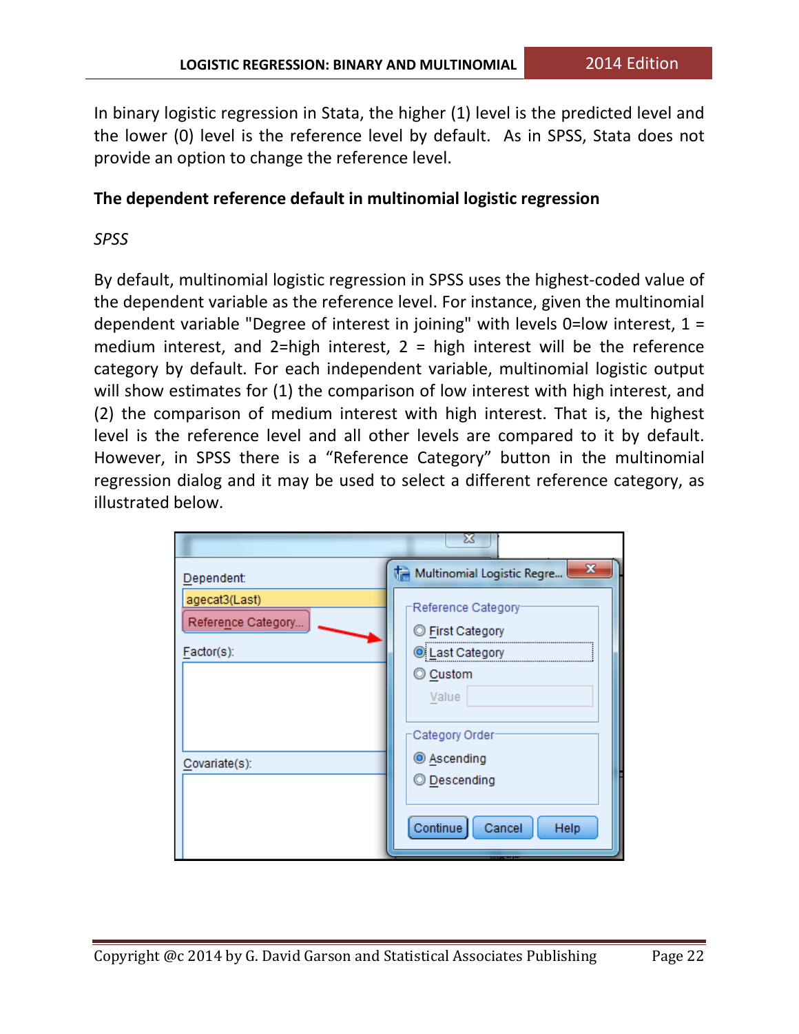In binary logistic regression in Stata, the higher (1) level is the predicted level and the lower (0) level is the reference level by default. As in SPSS, Stata does not provide an option to change the reference level.

**The dependent reference default in multinomial logistic regression**

*SPSS*

By default, multinomial logistic regression in SPSS uses the highest-coded value of the dependent variable as the reference level. For instance, given the multinomial dependent variable "Degree of interest in joining" with levels 0=low interest, 1 = medium interest, and 2=high interest, 2 = high interest will be the reference category by default. For each independent variable, multinomial logistic output will show estimates for (1) the comparison of low interest with high interest, and (2) the comparison of medium interest with high interest. That is, the highest level is the reference level and all other levels are compared to it by default. However, in SPSS there is a “Reference Category” button in the multinomial regression dialog and it may be used to select a different reference category, as illustrated below.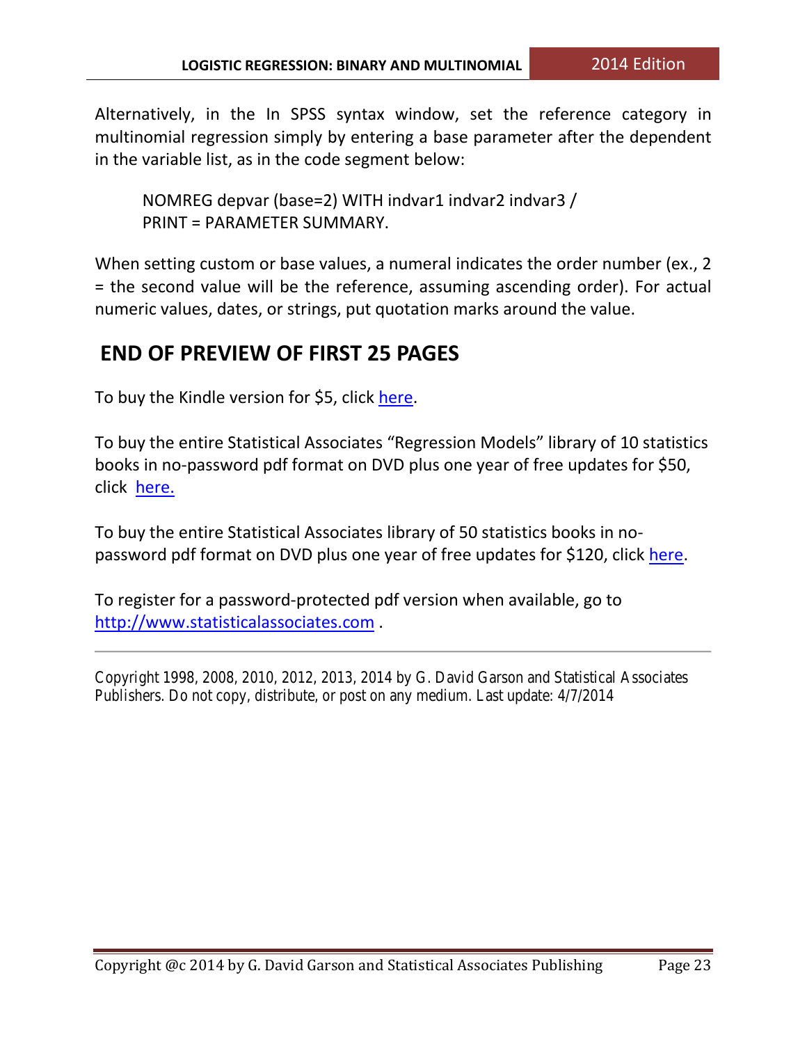Alternatively, in the In SPSS syntax window, set the reference category in multinomial regression simply by entering a base parameter after the dependent in the variable list, as in the code segment below:

```
NOMREG depvar (base=2) WITH indvar1 indvar2 indvar3 /
PRINT = PARAMETER SUMMARY.
```

When setting custom or base values, a numeral indicates the order number (ex., 2 = the second value will be the reference, assuming ascending order). For actual numeric values, dates, or strings, put quotation marks around the value.

## END OF PREVIEW OF FIRST 25 PAGES

To buy the Kindle version for $5, click here.

To buy the entire Statistical Associates "Regression Models" library of 10 statistics books in no-password pdf format on DVD plus one year of free updates for $50, click here.

To buy the entire Statistical Associates library of 50 statistics books in no-password pdf format on DVD plus one year of free updates for $120, click here.

To register for a password-protected pdf version when available, go to http://www.statisticalassociates.com .

---

Copyright 1998, 2008, 2010, 2012, 2013, 2014 by G. David Garson and Statistical Associates Publishers. Do not copy, distribute, or post on any medium. Last update: 4/7/2014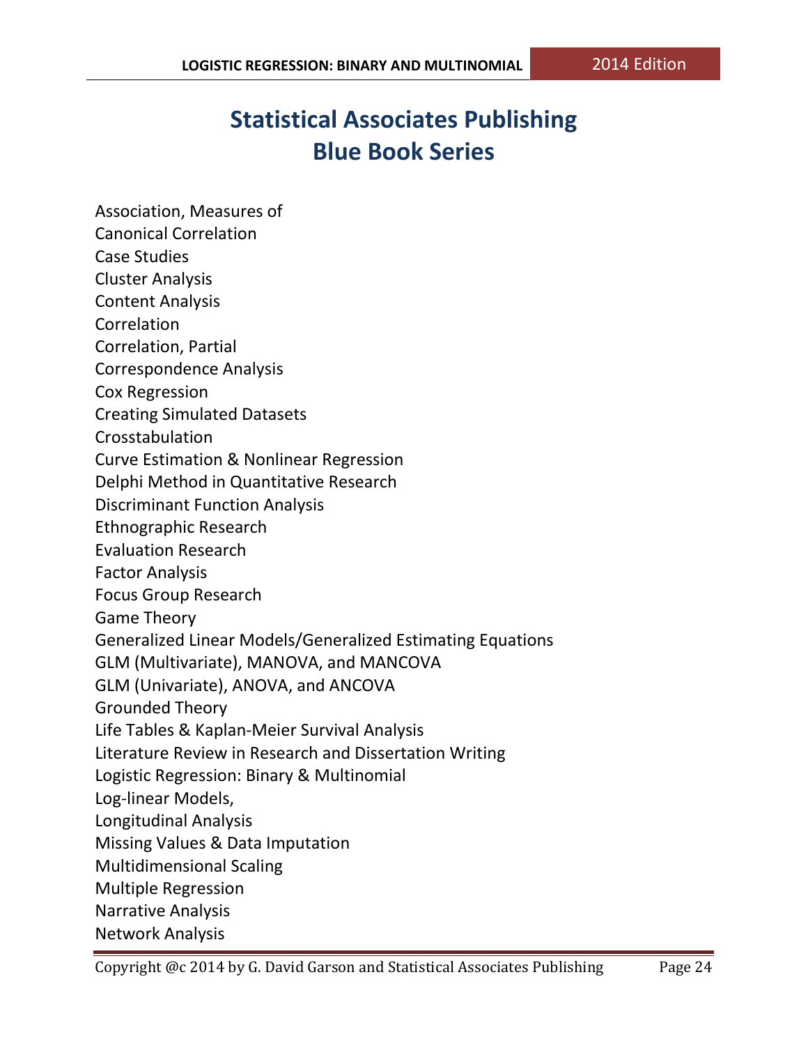# Statistical Associates Publishing
# Blue Book Series

Association, Measures of
Canonical Correlation
Case Studies
Cluster Analysis
Content Analysis
Correlation
Correlation, Partial
Correspondence Analysis
Cox Regression
Creating Simulated Datasets
Crosstabulation
Curve Estimation & Nonlinear Regression
Delphi Method in Quantitative Research
Discriminant Function Analysis
Ethnographic Research
Evaluation Research
Factor Analysis
Focus Group Research
Game Theory
Generalized Linear Models/Generalized Estimating Equations
GLM (Multivariate), MANOVA, and MANCOVA
GLM (Univariate), ANOVA, and ANCOVA
Grounded Theory
Life Tables & Kaplan-Meier Survival Analysis
Literature Review in Research and Dissertation Writing
Logistic Regression: Binary & Multinomial
Log-linear Models,
Longitudinal Analysis
Missing Values & Data Imputation
Multidimensional Scaling
Multiple Regression
Narrative Analysis
Network Analysis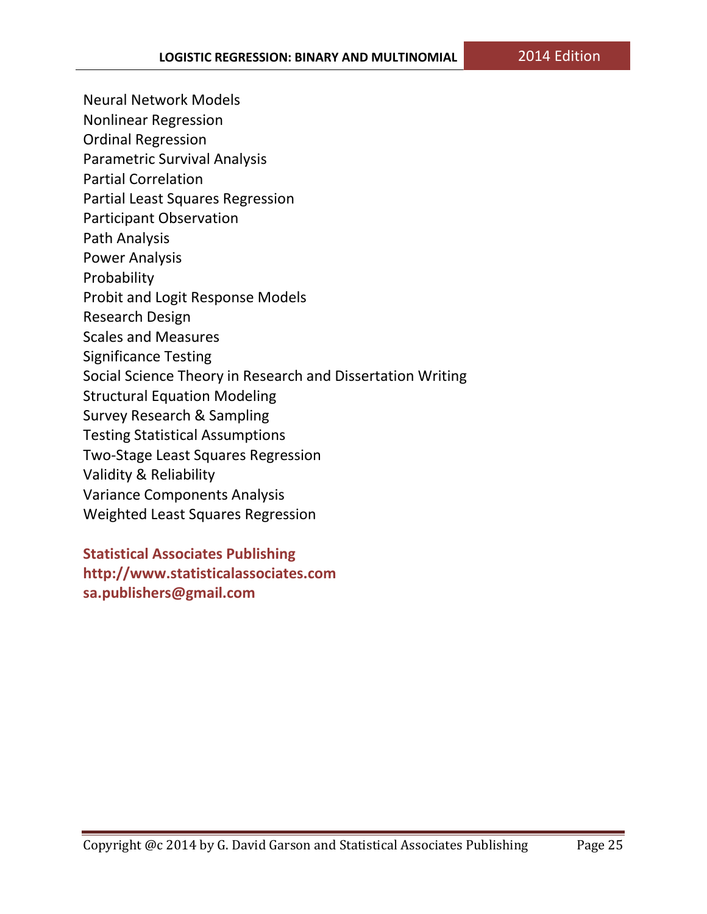Neural Network Models
Nonlinear Regression
Ordinal Regression
Parametric Survival Analysis
Partial Correlation
Partial Least Squares Regression
Participant Observation
Path Analysis
Power Analysis
Probability
Probit and Logit Response Models
Research Design
Scales and Measures
Significance Testing
Social Science Theory in Research and Dissertation Writing
Structural Equation Modeling
Survey Research & Sampling
Testing Statistical Assumptions
Two-Stage Least Squares Regression
Validity & Reliability
Variance Components Analysis
Weighted Least Squares Regression

**Statistical Associates Publishing**
**http://www.statisticalassociates.com**
**sa.publishers@gmail.com**